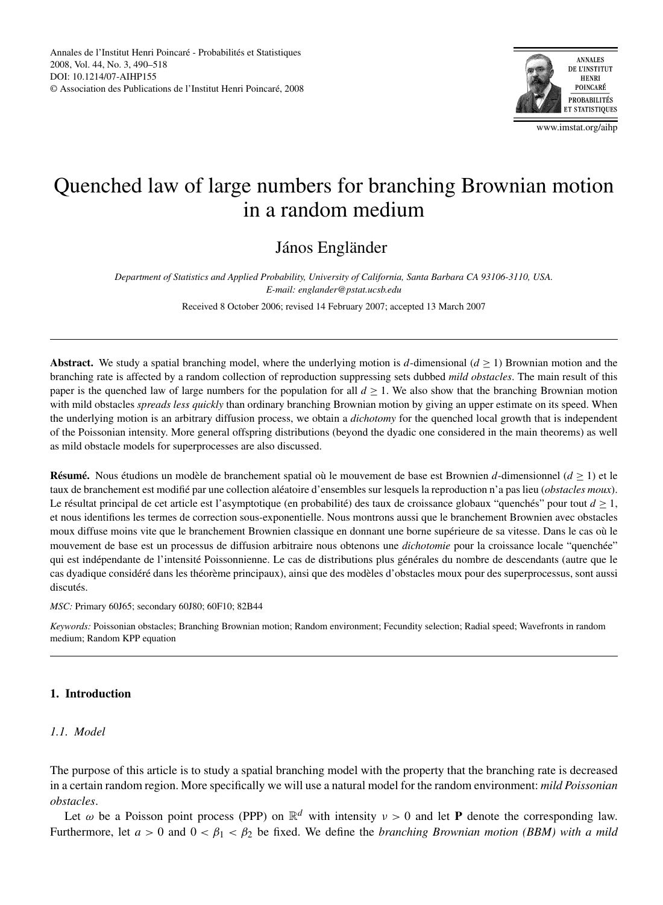# Quenched law of large numbers for branching Brownian motion in a random medium

János Engländer

*Department of Statistics and Applied Probability, University of California, Santa Barbara CA 93106-3110, USA.*
*E-mail: englander@pstat.ucsb.edu*

Received 8 October 2006; revised 14 February 2007; accepted 13 March 2007

---

**Abstract.** We study a spatial branching model, where the underlying motion is $d$-dimensional ($d \geq 1$) Brownian motion and the branching rate is affected by a random collection of reproduction suppressing sets dubbed *mild obstacles*. The main result of this paper is the quenched law of large numbers for the population for all $d \geq 1$. We also show that the branching Brownian motion with mild obstacles *spreads less quickly* than ordinary branching Brownian motion by giving an upper estimate on its speed. When the underlying motion is an arbitrary diffusion process, we obtain a *dichotomy* for the quenched local growth that is independent of the Poissonian intensity. More general offspring distributions (beyond the dyadic one considered in the main theorems) as well as mild obstacle models for superprocesses are also discussed.

**Résumé.** Nous étudions un modèle de branchement spatial où le mouvement de base est Brownien $d$-dimensionnel ($d \geq 1$) et le taux de branchement est modifié par une collection aléatoire d'ensembles sur lesquels la reproduction n'a pas lieu (*obstacles moux*). Le résultat principal de cet article est l'asymptotique (en probabilité) des taux de croissance globaux "quenchés" pour tout $d \geq 1$, et nous identifions les termes de correction sous-exponentielle. Nous montrons aussi que le branchement Brownien avec obstacles moux diffuse moins vite que le branchement Brownien classique en donnant une borne supérieure de sa vitesse. Dans le cas où le mouvement de base est un processus de diffusion arbitraire nous obtenons une *dichotomie* pour la croissance locale "quenchée" qui est indépendante de l'intensité Poissonnienne. Le cas de distributions plus générales du nombre de descendants (autre que le cas dyadique considéré dans les théorème principaux), ainsi que des modèles d'obstacles moux pour des superprocessus, sont aussi discutés.

*MSC:* Primary 60J65; secondary 60J80; 60F10; 82B44

*Keywords:* Poissonian obstacles; Branching Brownian motion; Random environment; Fecundity selection; Radial speed; Wavefronts in random medium; Random KPP equation

---

## 1. Introduction

### 1.1. Model

The purpose of this article is to study a spatial branching model with the property that the branching rate is decreased in a certain random region. More specifically we will use a natural model for the random environment: *mild Poissonian obstacles*.

Let $\omega$ be a Poisson point process (PPP) on $\mathbb{R}^d$ with intensity $\nu > 0$ and let $\mathbf{P}$ denote the corresponding law. Furthermore, let $a > 0$ and $0 < \beta_1 < \beta_2$ be fixed. We define the *branching Brownian motion (BBM) with a mild*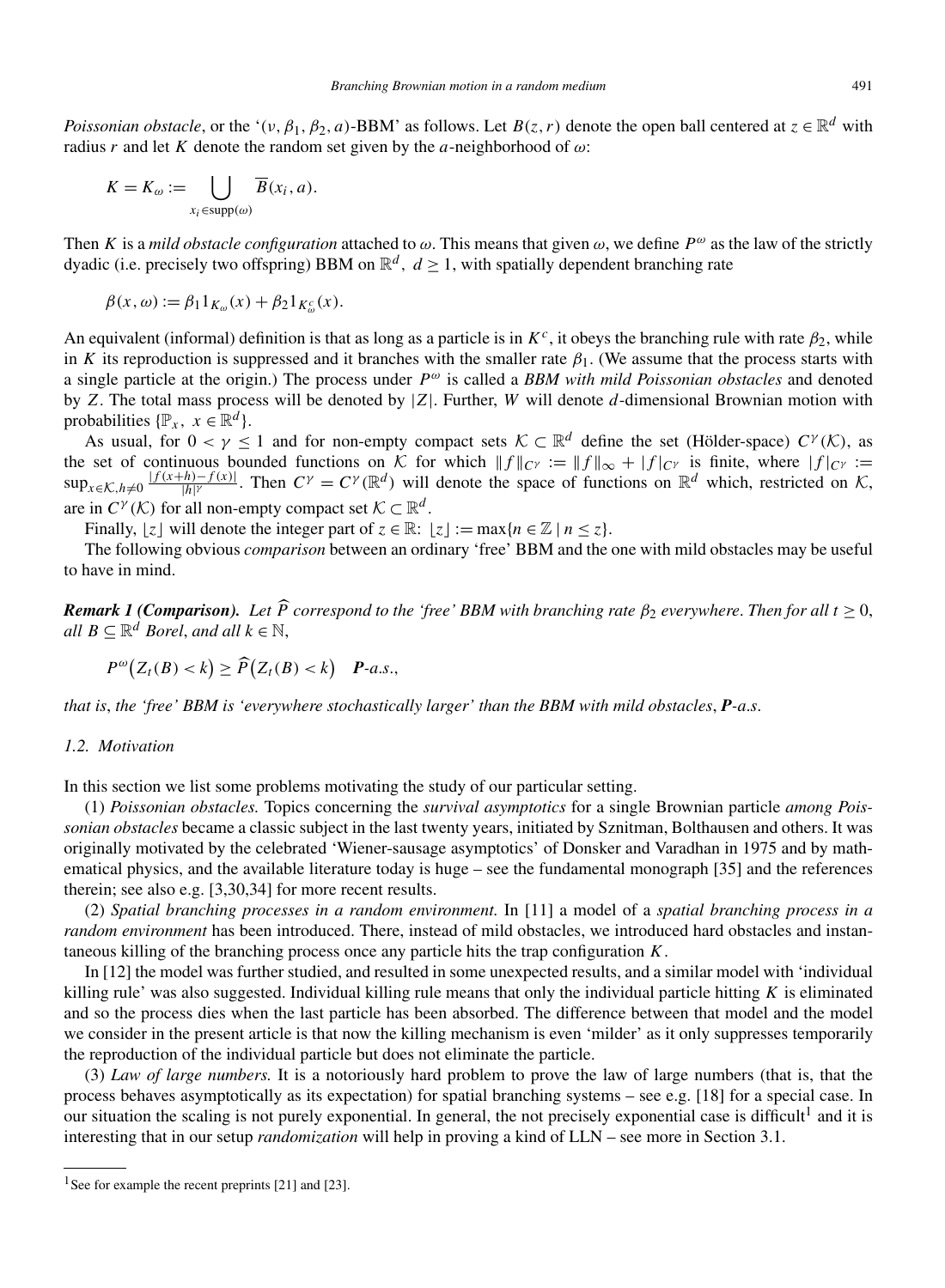*Poissonian obstacle*, or the '$(\nu, \beta_1, \beta_2, a)$-BBM' as follows. Let $B(z, r)$ denote the open ball centered at $z \in \mathbb{R}^d$ with radius $r$ and let $K$ denote the random set given by the $a$-neighborhood of $\omega$:

$$K = K_\omega := \bigcup_{x_i \in \text{supp}(\omega)} \overline{B}(x_i, a).$$

Then $K$ is a *mild obstacle configuration* attached to $\omega$. This means that given $\omega$, we define $P^\omega$ as the law of the strictly dyadic (i.e. precisely two offspring) BBM on $\mathbb{R}^d$, $d \geq 1$, with spatially dependent branching rate

$$\beta(x, \omega) := \beta_1 1_{K_\omega}(x) + \beta_2 1_{K_\omega^c}(x).$$

An equivalent (informal) definition is that as long as a particle is in $K^c$, it obeys the branching rule with rate $\beta_2$, while in $K$ its reproduction is suppressed and it branches with the smaller rate $\beta_1$. (We assume that the process starts with a single particle at the origin.) The process under $P^\omega$ is called a ***BBM with mild Poissonian obstacles*** and denoted by $Z$. The total mass process will be denoted by $|Z|$. Further, $W$ will denote $d$-dimensional Brownian motion with probabilities $\{\mathbb{P}_x,\ x \in \mathbb{R}^d\}$.

As usual, for $0 < \gamma \leq 1$ and for non-empty compact sets $\mathcal{K} \subset \mathbb{R}^d$ define the set (Hölder-space) $C^\gamma(\mathcal{K})$, as the set of continuous bounded functions on $\mathcal{K}$ for which $\|f\|_{C^\gamma} := \|f\|_\infty + |f|_{C^\gamma}$ is finite, where $|f|_{C^\gamma} := \sup_{x \in \mathcal{K}, h \neq 0} \frac{|f(x+h) - f(x)|}{|h|^\gamma}$. Then $C^\gamma = C^\gamma(\mathbb{R}^d)$ will denote the space of functions on $\mathbb{R}^d$ which, restricted on $\mathcal{K}$, are in $C^\gamma(\mathcal{K})$ for all non-empty compact set $\mathcal{K} \subset \mathbb{R}^d$.

Finally, $\lfloor z \rfloor$ will denote the integer part of $z \in \mathbb{R}$: $\lfloor z \rfloor := \max\{n \in \mathbb{Z} \mid n \leq z\}$.

The following obvious *comparison* between an ordinary 'free' BBM and the one with mild obstacles may be useful to have in mind.

***Remark 1 (Comparison).*** *Let $\widehat{P}$ correspond to the 'free' BBM with branching rate $\beta_2$ everywhere. Then for all $t \geq 0$, all $B \subseteq \mathbb{R}^d$ Borel, and all $k \in \mathbb{N}$,*

$$P^\omega\big(Z_t(B) < k\big) \geq \widehat{P}\big(Z_t(B) < k\big) \quad \boldsymbol{P}\text{-a.s.},$$

*that is, the 'free' BBM is 'everywhere stochastically larger' than the BBM with mild obstacles, $\boldsymbol{P}$-a.s.*

### *1.2. Motivation*

In this section we list some problems motivating the study of our particular setting.

(1) *Poissonian obstacles.* Topics concerning the *survival asymptotics* for a single Brownian particle *among Poissonian obstacles* became a classic subject in the last twenty years, initiated by Sznitman, Bolthausen and others. It was originally motivated by the celebrated 'Wiener-sausage asymptotics' of Donsker and Varadhan in 1975 and by mathematical physics, and the available literature today is huge – see the fundamental monograph [35] and the references therein; see also e.g. [3,30,34] for more recent results.

(2) *Spatial branching processes in a random environment.* In [11] a model of a *spatial branching process in a random environment* has been introduced. There, instead of mild obstacles, we introduced hard obstacles and instantaneous killing of the branching process once any particle hits the trap configuration $K$.

In [12] the model was further studied, and resulted in some unexpected results, and a similar model with 'individual killing rule' was also suggested. Individual killing rule means that only the individual particle hitting $K$ is eliminated and so the process dies when the last particle has been absorbed. The difference between that model and the model we consider in the present article is that now the killing mechanism is even 'milder' as it only suppresses temporarily the reproduction of the individual particle but does not eliminate the particle.

(3) *Law of large numbers.* It is a notoriously hard problem to prove the law of large numbers (that is, that the process behaves asymptotically as its expectation) for spatial branching systems – see e.g. [18] for a special case. In our situation the scaling is not purely exponential. In general, the not precisely exponential case is difficult[1] and it is interesting that in our setup *randomization* will help in proving a kind of LLN – see more in Section 3.1.

[1] See for example the recent preprints [21] and [23].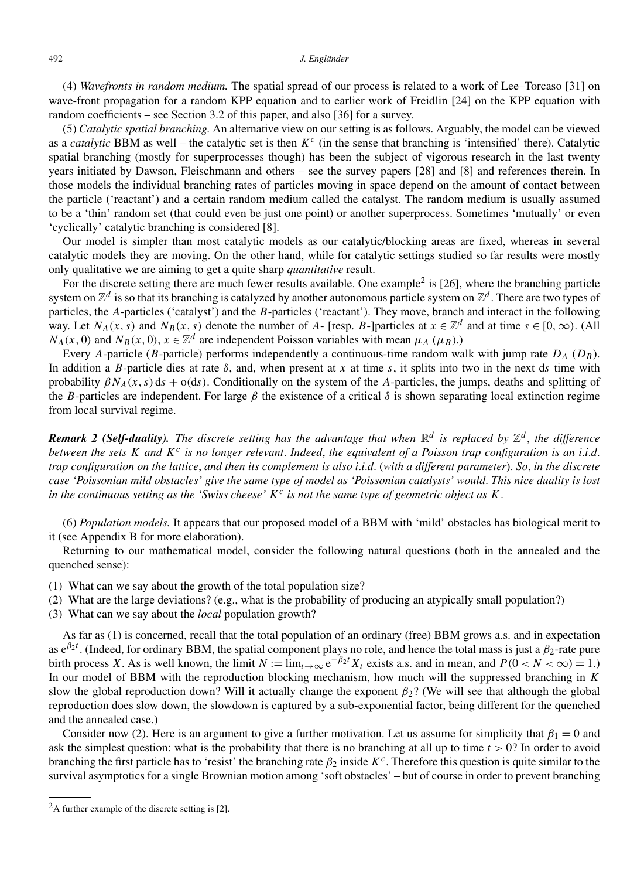(4) *Wavefronts in random medium.* The spatial spread of our process is related to a work of Lee–Torcaso [31] on wave-front propagation for a random KPP equation and to earlier work of Freidlin [24] on the KPP equation with random coefficients – see Section 3.2 of this paper, and also [36] for a survey.

(5) *Catalytic spatial branching.* An alternative view on our setting is as follows. Arguably, the model can be viewed as a *catalytic* BBM as well – the catalytic set is then $K^c$ (in the sense that branching is 'intensified' there). Catalytic spatial branching (mostly for superprocesses though) has been the subject of vigorous research in the last twenty years initiated by Dawson, Fleischmann and others – see the survey papers [28] and [8] and references therein. In those models the individual branching rates of particles moving in space depend on the amount of contact between the particle ('reactant') and a certain random medium called the catalyst. The random medium is usually assumed to be a 'thin' random set (that could even be just one point) or another superprocess. Sometimes 'mutually' or even 'cyclically' catalytic branching is considered [8].

Our model is simpler than most catalytic models as our catalytic/blocking areas are fixed, whereas in several catalytic models they are moving. On the other hand, while for catalytic settings studied so far results were mostly only qualitative we are aiming to get a quite sharp *quantitative* result.

For the discrete setting there are much fewer results available. One example[2] is [26], where the branching particle system on $\mathbb{Z}^d$ is so that its branching is catalyzed by another autonomous particle system on $\mathbb{Z}^d$. There are two types of particles, the $A$-particles ('catalyst') and the $B$-particles ('reactant'). They move, branch and interact in the following way. Let $N_A(x,s)$ and $N_B(x,s)$ denote the number of $A$- [resp. $B$-]particles at $x \in \mathbb{Z}^d$ and at time $s \in [0,\infty)$. (All $N_A(x,0)$ and $N_B(x,0)$, $x \in \mathbb{Z}^d$ are independent Poisson variables with mean $\mu_A$ ($\mu_B$).)

Every $A$-particle ($B$-particle) performs independently a continuous-time random walk with jump rate $D_A$ ($D_B$). In addition a $B$-particle dies at rate $\delta$, and, when present at $x$ at time $s$, it splits into two in the next $\mathrm{d}s$ time with probability $\beta N_A(x,s)\,\mathrm{d}s + o(\mathrm{d}s)$. Conditionally on the system of the $A$-particles, the jumps, deaths and splitting of the $B$-particles are independent. For large $\beta$ the existence of a critical $\delta$ is shown separating local extinction regime from local survival regime.

***Remark 2 (Self-duality).*** *The discrete setting has the advantage that when $\mathbb{R}^d$ is replaced by $\mathbb{Z}^d$, the difference between the sets $K$ and $K^c$ is no longer relevant. Indeed, the equivalent of a Poisson trap configuration is an i.i.d. trap configuration on the lattice, and then its complement is also i.i.d. (with a different parameter). So, in the discrete case 'Poissonian mild obstacles' give the same type of model as 'Poissonian catalysts' would. This nice duality is lost in the continuous setting as the 'Swiss cheese' $K^c$ is not the same type of geometric object as $K$.*

(6) *Population models.* It appears that our proposed model of a BBM with 'mild' obstacles has biological merit to it (see Appendix B for more elaboration).

Returning to our mathematical model, consider the following natural questions (both in the annealed and the quenched sense):

1. What can we say about the growth of the total population size?
2. What are the large deviations? (e.g., what is the probability of producing an atypically small population?)
3. What can we say about the *local* population growth?

As far as (1) is concerned, recall that the total population of an ordinary (free) BBM grows a.s. and in expectation as $\mathrm{e}^{\beta_2 t}$. (Indeed, for ordinary BBM, the spatial component plays no role, and hence the total mass is just a $\beta_2$-rate pure birth process $X$. As is well known, the limit $N := \lim_{t\to\infty} \mathrm{e}^{-\beta_2 t} X_t$ exists a.s. and in mean, and $P(0 < N < \infty) = 1$.) In our model of BBM with the reproduction blocking mechanism, how much will the suppressed branching in $K$ slow the global reproduction down? Will it actually change the exponent $\beta_2$? (We will see that although the global reproduction does slow down, the slowdown is captured by a sub-exponential factor, being different for the quenched and the annealed case.)

Consider now (2). Here is an argument to give a further motivation. Let us assume for simplicity that $\beta_1 = 0$ and ask the simplest question: what is the probability that there is no branching at all up to time $t > 0$? In order to avoid branching the first particle has to 'resist' the branching rate $\beta_2$ inside $K^c$. Therefore this question is quite similar to the survival asymptotics for a single Brownian motion among 'soft obstacles' – but of course in order to prevent branching

[2] A further example of the discrete setting is [2].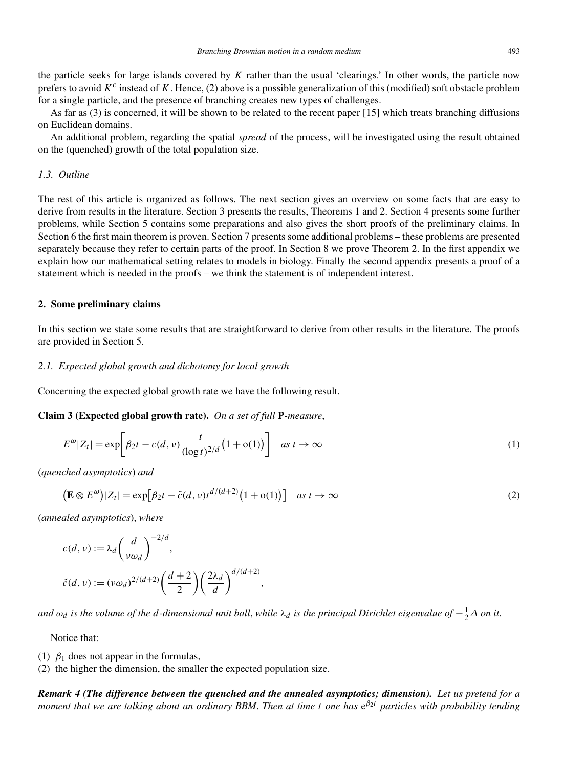the particle seeks for large islands covered by $K$ rather than the usual 'clearings.' In other words, the particle now prefers to avoid $K^c$ instead of $K$. Hence, (2) above is a possible generalization of this (modified) soft obstacle problem for a single particle, and the presence of branching creates new types of challenges.

As far as (3) is concerned, it will be shown to be related to the recent paper [15] which treats branching diffusions on Euclidean domains.

An additional problem, regarding the spatial *spread* of the process, will be investigated using the result obtained on the (quenched) growth of the total population size.

### *1.3. Outline*

The rest of this article is organized as follows. The next section gives an overview on some facts that are easy to derive from results in the literature. Section 3 presents the results, Theorems 1 and 2. Section 4 presents some further problems, while Section 5 contains some preparations and also gives the short proofs of the preliminary claims. In Section 6 the first main theorem is proven. Section 7 presents some additional problems – these problems are presented separately because they refer to certain parts of the proof. In Section 8 we prove Theorem 2. In the first appendix we explain how our mathematical setting relates to models in biology. Finally the second appendix presents a proof of a statement which is needed in the proofs – we think the statement is of independent interest.

## 2. Some preliminary claims

In this section we state some results that are straightforward to derive from other results in the literature. The proofs are provided in Section 5.

### *2.1. Expected global growth and dichotomy for local growth*

Concerning the expected global growth rate we have the following result.

**Claim 3 (Expected global growth rate).** *On a set of full* $\mathbf{P}$*-measure*,

$$E^{\omega}|Z_t| = \exp\left[\beta_2 t - c(d,\nu)\frac{t}{(\log t)^{2/d}}\big(1+o(1)\big)\right] \quad \text{as } t\to\infty \tag{1}$$

(*quenched asymptotics*) *and*

$$\big(\mathbf{E}\otimes E^{\omega}\big)|Z_t| = \exp\big[\beta_2 t - \tilde{c}(d,\nu)t^{d/(d+2)}\big(1+o(1)\big)\big] \quad \text{as } t\to\infty \tag{2}$$

(*annealed asymptotics*), *where*

$$c(d,\nu) := \lambda_d\left(\frac{d}{\nu\omega_d}\right)^{-2/d},$$

$$\tilde{c}(d,\nu) := (\nu\omega_d)^{2/(d+2)}\left(\frac{d+2}{2}\right)\left(\frac{2\lambda_d}{d}\right)^{d/(d+2)},$$

*and* $\omega_d$ *is the volume of the* $d$*-dimensional unit ball*, *while* $\lambda_d$ *is the principal Dirichlet eigenvalue of* $-\frac{1}{2}\Delta$ *on it*.

Notice that:

(1) $\beta_1$ does not appear in the formulas,
(2) the higher the dimension, the smaller the expected population size.

***Remark 4 (The difference between the quenched and the annealed asymptotics; dimension).*** *Let us pretend for a moment that we are talking about an ordinary BBM. Then at time* $t$ *one has* $e^{\beta_2 t}$ *particles with probability tending*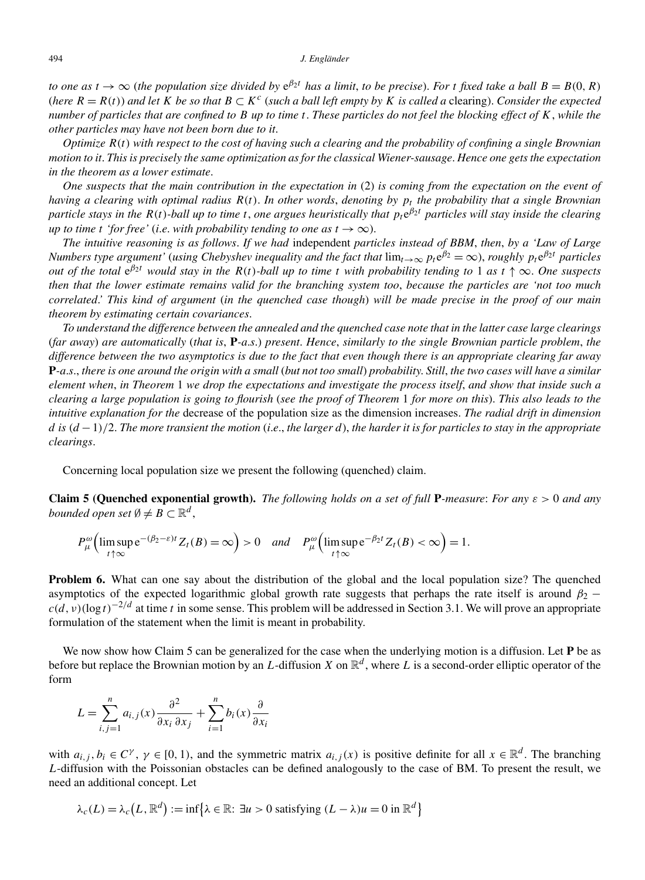*to one as $t \to \infty$ (the population size divided by $e^{\beta_2 t}$ has a limit, to be precise). For $t$ fixed take a ball $B = B(0, R)$ (here $R = R(t)$) and let $K$ be so that $B \subset K^c$ (such a ball left empty by $K$ is called a* clearing). *Consider the expected number of particles that are confined to $B$ up to time $t$. These particles do not feel the blocking effect of $K$, while the other particles may have not been born due to it.*

*Optimize $R(t)$ with respect to the cost of having such a clearing and the probability of confining a single Brownian motion to it. This is precisely the same optimization as for the classical Wiener-sausage. Hence one gets the expectation in the theorem as a lower estimate.*

*One suspects that the main contribution in the expectation in* (2) *is coming from the expectation on the event of having a clearing with optimal radius $R(t)$. In other words, denoting by $p_t$ the probability that a single Brownian particle stays in the $R(t)$-ball up to time $t$, one argues heuristically that $p_t e^{\beta_2 t}$ particles will stay inside the clearing up to time $t$ 'for free' (i.e. with probability tending to one as $t \to \infty$).*

*The intuitive reasoning is as follows. If we had* independent *particles instead of BBM, then, by a 'Law of Large Numbers type argument' (using Chebyshev inequality and the fact that $\lim_{t\to\infty} p_t e^{\beta_2} = \infty$), roughly $p_t e^{\beta_2 t}$ particles out of the total $e^{\beta_2 t}$ would stay in the $R(t)$-ball up to time $t$ with probability tending to 1 as $t \uparrow \infty$. One suspects then that the lower estimate remains valid for the branching system too, because the particles are 'not too much correlated.' This kind of argument (in the quenched case though) will be made precise in the proof of our main theorem by estimating certain covariances.*

*To understand the difference between the annealed and the quenched case note that in the latter case large clearings (far away) are automatically (that is, $\mathbf{P}$-a.s.) present. Hence, similarly to the single Brownian particle problem, the difference between the two asymptotics is due to the fact that even though there is an appropriate clearing far away $\mathbf{P}$-a.s., there is one around the origin with a small (but not too small) probability. Still, the two cases will have a similar element when, in Theorem* 1 *we drop the expectations and investigate the process itself, and show that inside such a clearing a large population is going to flourish (see the proof of Theorem* 1 *for more on this). This also leads to the intuitive explanation for the* decrease of the population size as the dimension increases. *The radial drift in dimension $d$ is $(d-1)/2$. The more transient the motion (i.e., the larger $d$), the harder it is for particles to stay in the appropriate clearings.*

Concerning local population size we present the following (quenched) claim.

**Claim 5 (Quenched exponential growth).** *The following holds on a set of full $\mathbf{P}$-measure: For any $\varepsilon > 0$ and any bounded open set $\emptyset \neq B \subset \mathbb{R}^d$,*

$$P^{\omega}_{\mu}\Big(\limsup_{t\uparrow\infty} e^{-(\beta_2-\varepsilon)t} Z_t(B) = \infty\Big) > 0 \quad \text{and} \quad P^{\omega}_{\mu}\Big(\limsup_{t\uparrow\infty} e^{-\beta_2 t} Z_t(B) < \infty\Big) = 1.$$

**Problem 6.** What can one say about the distribution of the global and the local population size? The quenched asymptotics of the expected logarithmic global growth rate suggests that perhaps the rate itself is around $\beta_2 - c(d, \nu)(\log t)^{-2/d}$ at time $t$ in some sense. This problem will be addressed in Section 3.1. We will prove an appropriate formulation of the statement when the limit is meant in probability.

We now show how Claim 5 can be generalized for the case when the underlying motion is a diffusion. Let $\mathbf{P}$ be as before but replace the Brownian motion by an $L$-diffusion $X$ on $\mathbb{R}^d$, where $L$ is a second-order elliptic operator of the form

$$L = \sum_{i,j=1}^{n} a_{i,j}(x)\frac{\partial^2}{\partial x_i\,\partial x_j} + \sum_{i=1}^{n} b_i(x)\frac{\partial}{\partial x_i}$$

with $a_{i,j}, b_i \in C^{\gamma}$, $\gamma \in [0, 1)$, and the symmetric matrix $a_{i,j}(x)$ is positive definite for all $x \in \mathbb{R}^d$. The branching $L$-diffusion with the Poissonian obstacles can be defined analogously to the case of BM. To present the result, we need an additional concept. Let

$$\lambda_c(L) = \lambda_c\big(L, \mathbb{R}^d\big) := \inf\big\{\lambda \in \mathbb{R}\colon\ \exists u > 0 \text{ satisfying } (L - \lambda)u = 0 \text{ in } \mathbb{R}^d\big\}$$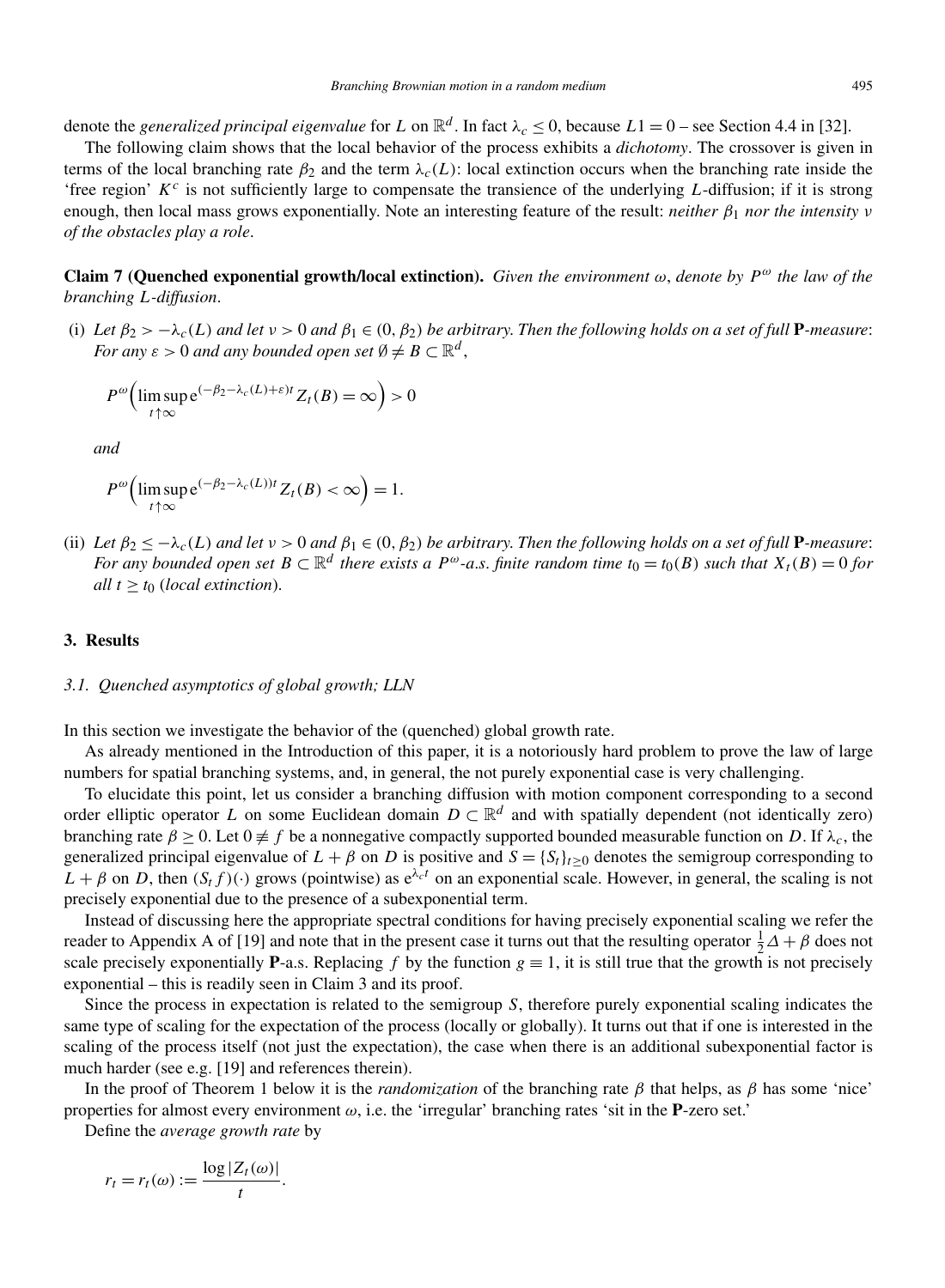denote the *generalized principal eigenvalue* for $L$ on $\mathbb{R}^d$. In fact $\lambda_c \le 0$, because $L1 = 0$ – see Section 4.4 in [32].

The following claim shows that the local behavior of the process exhibits a *dichotomy*. The crossover is given in terms of the local branching rate $\beta_2$ and the term $\lambda_c(L)$: local extinction occurs when the branching rate inside the 'free region' $K^c$ is not sufficiently large to compensate the transience of the underlying $L$-diffusion; if it is strong enough, then local mass grows exponentially. Note an interesting feature of the result: *neither $\beta_1$ nor the intensity $\nu$ of the obstacles play a role*.

**Claim 7 (Quenched exponential growth/local extinction).** *Given the environment $\omega$, denote by $P^\omega$ the law of the branching $L$-diffusion.*

(i) *Let $\beta_2 > -\lambda_c(L)$ and let $\nu > 0$ and $\beta_1 \in (0, \beta_2)$ be arbitrary. Then the following holds on a set of full $\mathbf{P}$-measure: For any $\varepsilon > 0$ and any bounded open set $\emptyset \ne B \subset \mathbb{R}^d$,*

$$P^\omega\Big(\limsup_{t\uparrow\infty} \mathrm{e}^{(-\beta_2-\lambda_c(L)+\varepsilon)t} Z_t(B) = \infty\Big) > 0$$

*and*

$$P^\omega\Big(\limsup_{t\uparrow\infty} \mathrm{e}^{(-\beta_2-\lambda_c(L))t} Z_t(B) < \infty\Big) = 1.$$

(ii) *Let $\beta_2 \le -\lambda_c(L)$ and let $\nu > 0$ and $\beta_1 \in (0, \beta_2)$ be arbitrary. Then the following holds on a set of full $\mathbf{P}$-measure: For any bounded open set $B \subset \mathbb{R}^d$ there exists a $P^\omega$-a.s. finite random time $t_0 = t_0(B)$ such that $X_t(B) = 0$ for all $t \ge t_0$ (local extinction).*

## 3. Results

### *3.1. Quenched asymptotics of global growth; LLN*

In this section we investigate the behavior of the (quenched) global growth rate.

As already mentioned in the Introduction of this paper, it is a notoriously hard problem to prove the law of large numbers for spatial branching systems, and, in general, the not purely exponential case is very challenging.

To elucidate this point, let us consider a branching diffusion with motion component corresponding to a second order elliptic operator $L$ on some Euclidean domain $D \subset \mathbb{R}^d$ and with spatially dependent (not identically zero) branching rate $\beta \ge 0$. Let $0 \not\equiv f$ be a nonnegative compactly supported bounded measurable function on $D$. If $\lambda_c$, the generalized principal eigenvalue of $L + \beta$ on $D$ is positive and $S = \{S_t\}_{t\ge 0}$ denotes the semigroup corresponding to $L + \beta$ on $D$, then $(S_t f)(\cdot)$ grows (pointwise) as $\mathrm{e}^{\lambda_c t}$ on an exponential scale. However, in general, the scaling is not precisely exponential due to the presence of a subexponential term.

Instead of discussing here the appropriate spectral conditions for having precisely exponential scaling we refer the reader to Appendix A of [19] and note that in the present case it turns out that the resulting operator $\frac{1}{2}\Delta + \beta$ does not scale precisely exponentially $\mathbf{P}$-a.s. Replacing $f$ by the function $g \equiv 1$, it is still true that the growth is not precisely exponential – this is readily seen in Claim 3 and its proof.

Since the process in expectation is related to the semigroup $S$, therefore purely exponential scaling indicates the same type of scaling for the expectation of the process (locally or globally). It turns out that if one is interested in the scaling of the process itself (not just the expectation), the case when there is an additional subexponential factor is much harder (see e.g. [19] and references therein).

In the proof of Theorem 1 below it is the *randomization* of the branching rate $\beta$ that helps, as $\beta$ has some 'nice' properties for almost every environment $\omega$, i.e. the 'irregular' branching rates 'sit in the $\mathbf{P}$-zero set.'

Define the *average growth rate* by

$$r_t = r_t(\omega) := \frac{\log |Z_t(\omega)|}{t}.$$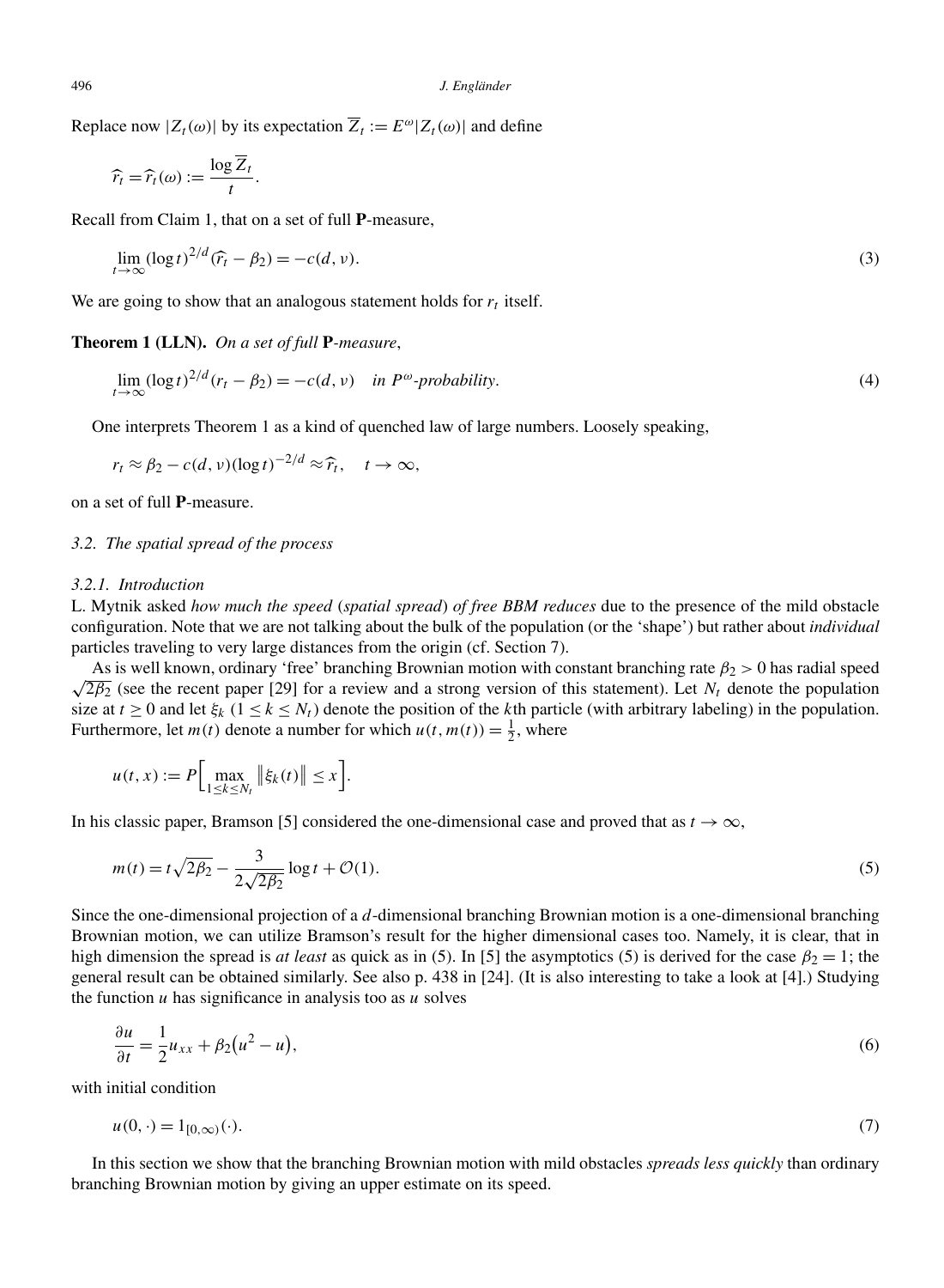Replace now $|Z_t(\omega)|$ by its expectation $\overline{Z}_t := E^\omega|Z_t(\omega)|$ and define

$$\widehat{r}_t = \widehat{r}_t(\omega) := \frac{\log \overline{Z}_t}{t}.$$

Recall from Claim 1, that on a set of full $\mathbf{P}$-measure,

$$\lim_{t\to\infty} (\log t)^{2/d}(\widehat{r}_t - \beta_2) = -c(d, \nu). \tag{3}$$

We are going to show that an analogous statement holds for $r_t$ itself.

**Theorem 1 (LLN).** *On a set of full* $\mathbf{P}$*-measure*,

$$\lim_{t\to\infty} (\log t)^{2/d}(r_t - \beta_2) = -c(d, \nu) \quad \textit{in } P^\omega\textit{-probability}. \tag{4}$$

One interprets Theorem 1 as a kind of quenched law of large numbers. Loosely speaking,

$$r_t \approx \beta_2 - c(d, \nu)(\log t)^{-2/d} \approx \widehat{r}_t, \quad t \to \infty,$$

on a set of full $\mathbf{P}$-measure.

### 3.2. The spatial spread of the process

#### 3.2.1. Introduction

L. Mytnik asked *how much the speed* (*spatial spread*) *of free BBM reduces* due to the presence of the mild obstacle configuration. Note that we are not talking about the bulk of the population (or the 'shape') but rather about *individual* particles traveling to very large distances from the origin (cf. Section 7).

As is well known, ordinary 'free' branching Brownian motion with constant branching rate $\beta_2 > 0$ has radial speed $\sqrt{2\beta_2}$ (see the recent paper [29] for a review and a strong version of this statement). Let $N_t$ denote the population size at $t \geq 0$ and let $\xi_k$ ($1 \leq k \leq N_t$) denote the position of the $k$th particle (with arbitrary labeling) in the population. Furthermore, let $m(t)$ denote a number for which $u(t, m(t)) = \frac{1}{2}$, where

$$u(t, x) := P\Big[\max_{1\leq k\leq N_t} \|\xi_k(t)\| \leq x\Big].$$

In his classic paper, Bramson [5] considered the one-dimensional case and proved that as $t \to \infty$,

$$m(t) = t\sqrt{2\beta_2} - \frac{3}{2\sqrt{2\beta_2}}\log t + \mathcal{O}(1). \tag{5}$$

Since the one-dimensional projection of a $d$-dimensional branching Brownian motion is a one-dimensional branching Brownian motion, we can utilize Bramson's result for the higher dimensional cases too. Namely, it is clear, that in high dimension the spread is *at least* as quick as in (5). In [5] the asymptotics (5) is derived for the case $\beta_2 = 1$; the general result can be obtained similarly. See also p. 438 in [24]. (It is also interesting to take a look at [4].) Studying the function $u$ has significance in analysis too as $u$ solves

$$\frac{\partial u}{\partial t} = \frac{1}{2}u_{xx} + \beta_2\big(u^2 - u\big), \tag{6}$$

with initial condition

$$u(0, \cdot) = 1_{[0,\infty)}(\cdot). \tag{7}$$

In this section we show that the branching Brownian motion with mild obstacles *spreads less quickly* than ordinary branching Brownian motion by giving an upper estimate on its speed.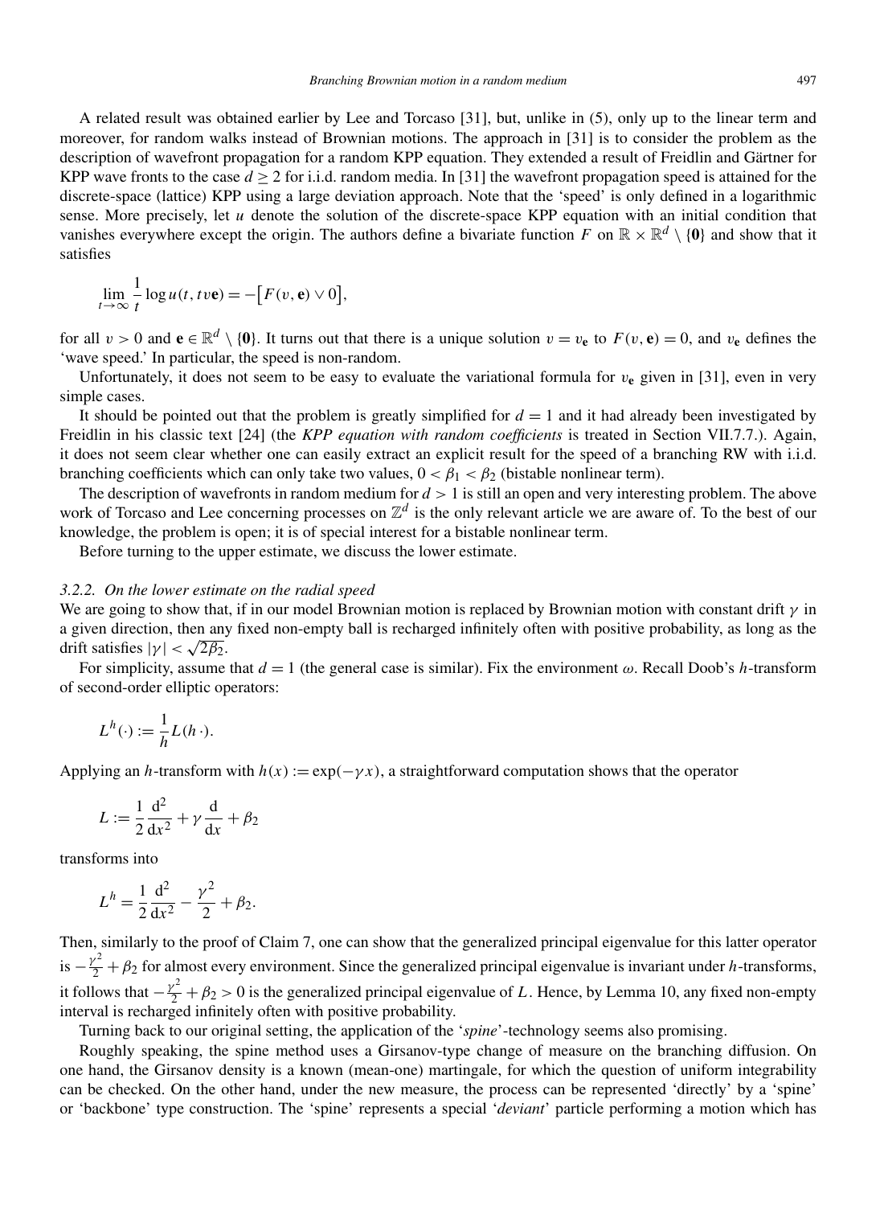A related result was obtained earlier by Lee and Torcaso [31], but, unlike in (5), only up to the linear term and moreover, for random walks instead of Brownian motions. The approach in [31] is to consider the problem as the description of wavefront propagation for a random KPP equation. They extended a result of Freidlin and Gärtner for KPP wave fronts to the case $d \geq 2$ for i.i.d. random media. In [31] the wavefront propagation speed is attained for the discrete-space (lattice) KPP using a large deviation approach. Note that the 'speed' is only defined in a logarithmic sense. More precisely, let $u$ denote the solution of the discrete-space KPP equation with an initial condition that vanishes everywhere except the origin. The authors define a bivariate function $F$ on $\mathbb{R} \times \mathbb{R}^d \setminus \{\mathbf{0}\}$ and show that it satisfies

$$\lim_{t\to\infty} \frac{1}{t} \log u(t, tv\mathbf{e}) = -\big[F(v, \mathbf{e}) \vee 0\big],$$

for all $v > 0$ and $\mathbf{e} \in \mathbb{R}^d \setminus \{\mathbf{0}\}$. It turns out that there is a unique solution $v = v_{\mathbf{e}}$ to $F(v, \mathbf{e}) = 0$, and $v_{\mathbf{e}}$ defines the 'wave speed.' In particular, the speed is non-random.

Unfortunately, it does not seem to be easy to evaluate the variational formula for $v_{\mathbf{e}}$ given in [31], even in very simple cases.

It should be pointed out that the problem is greatly simplified for $d = 1$ and it had already been investigated by Freidlin in his classic text [24] (the *KPP equation with random coefficients* is treated in Section VII.7.7.). Again, it does not seem clear whether one can easily extract an explicit result for the speed of a branching RW with i.i.d. branching coefficients which can only take two values, $0 < \beta_1 < \beta_2$ (bistable nonlinear term).

The description of wavefronts in random medium for $d > 1$ is still an open and very interesting problem. The above work of Torcaso and Lee concerning processes on $\mathbb{Z}^d$ is the only relevant article we are aware of. To the best of our knowledge, the problem is open; it is of special interest for a bistable nonlinear term.

Before turning to the upper estimate, we discuss the lower estimate.

### 3.2.2. On the lower estimate on the radial speed

We are going to show that, if in our model Brownian motion is replaced by Brownian motion with constant drift $\gamma$ in a given direction, then any fixed non-empty ball is recharged infinitely often with positive probability, as long as the drift satisfies $|\gamma| < \sqrt{2\beta_2}$.

For simplicity, assume that $d = 1$ (the general case is similar). Fix the environment $\omega$. Recall Doob's $h$-transform of second-order elliptic operators:

$$L^h(\cdot) := \frac{1}{h} L(h\, \cdot).$$

Applying an $h$-transform with $h(x) := \exp(-\gamma x)$, a straightforward computation shows that the operator

$$L := \frac{1}{2}\frac{\mathrm{d}^2}{\mathrm{d}x^2} + \gamma \frac{\mathrm{d}}{\mathrm{d}x} + \beta_2$$

transforms into

$$L^h = \frac{1}{2}\frac{\mathrm{d}^2}{\mathrm{d}x^2} - \frac{\gamma^2}{2} + \beta_2.$$

Then, similarly to the proof of Claim 7, one can show that the generalized principal eigenvalue for this latter operator is $-\frac{\gamma^2}{2} + \beta_2$ for almost every environment. Since the generalized principal eigenvalue is invariant under $h$-transforms, it follows that $-\frac{\gamma^2}{2} + \beta_2 > 0$ is the generalized principal eigenvalue of $L$. Hence, by Lemma 10, any fixed non-empty interval is recharged infinitely often with positive probability.

Turning back to our original setting, the application of the '*spine*'-technology seems also promising.

Roughly speaking, the spine method uses a Girsanov-type change of measure on the branching diffusion. On one hand, the Girsanov density is a known (mean-one) martingale, for which the question of uniform integrability can be checked. On the other hand, under the new measure, the process can be represented 'directly' by a 'spine' or 'backbone' type construction. The 'spine' represents a special '*deviant*' particle performing a motion which has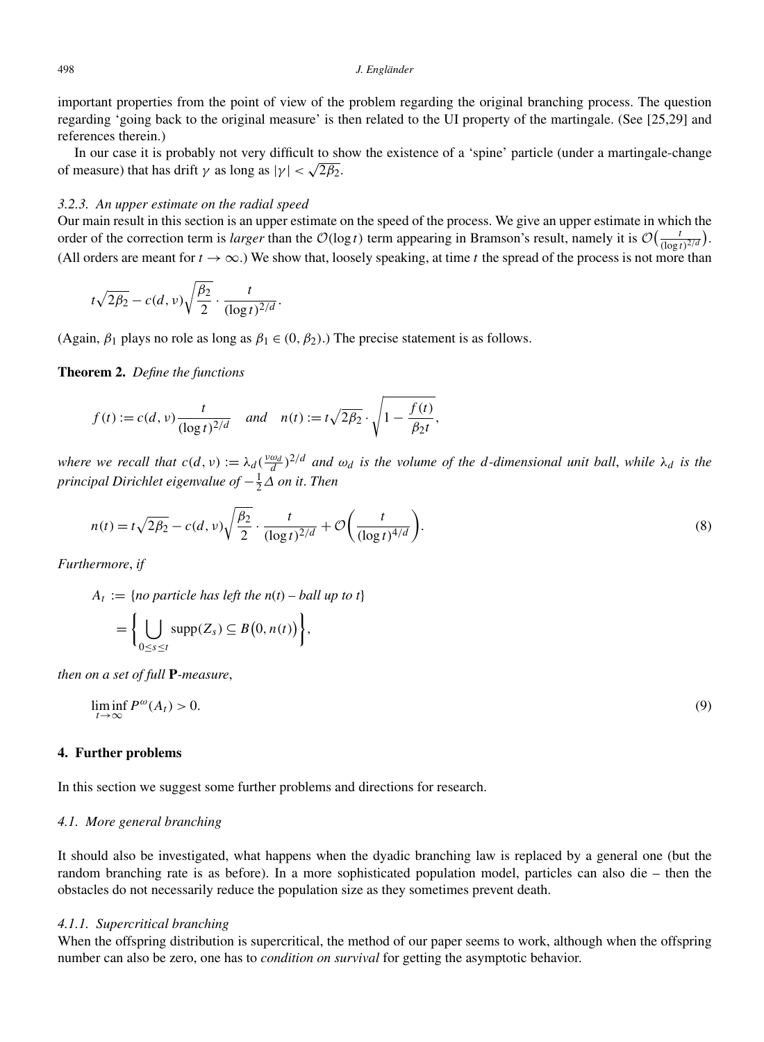important properties from the point of view of the problem regarding the original branching process. The question regarding 'going back to the original measure' is then related to the UI property of the martingale. (See [25,29] and references therein.)

In our case it is probably not very difficult to show the existence of a 'spine' particle (under a martingale-change of measure) that has drift $\gamma$ as long as $|\gamma| < \sqrt{2\beta_2}$.

#### 3.2.3. An upper estimate on the radial speed

Our main result in this section is an upper estimate on the speed of the process. We give an upper estimate in which the order of the correction term is *larger* than the $\mathcal{O}(\log t)$ term appearing in Bramson's result, namely it is $\mathcal{O}\big(\frac{t}{(\log t)^{2/d}}\big)$. (All orders are meant for $t \to \infty$.) We show that, loosely speaking, at time $t$ the spread of the process is not more than

$$t\sqrt{2\beta_2} - c(d,\nu)\sqrt{\frac{\beta_2}{2}} \cdot \frac{t}{(\log t)^{2/d}}.$$

(Again, $\beta_1$ plays no role as long as $\beta_1 \in (0, \beta_2)$.) The precise statement is as follows.

**Theorem 2.** *Define the functions*

$$f(t) := c(d,\nu)\frac{t}{(\log t)^{2/d}} \quad \text{and} \quad n(t) := t\sqrt{2\beta_2} \cdot \sqrt{1 - \frac{f(t)}{\beta_2 t}},$$

*where we recall that* $c(d,\nu) := \lambda_d \big(\frac{\nu\omega_d}{d}\big)^{2/d}$ *and* $\omega_d$ *is the volume of the* $d$*-dimensional unit ball, while* $\lambda_d$ *is the principal Dirichlet eigenvalue of* $-\frac{1}{2}\Delta$ *on it. Then*

$$n(t) = t\sqrt{2\beta_2} - c(d,\nu)\sqrt{\frac{\beta_2}{2}} \cdot \frac{t}{(\log t)^{2/d}} + \mathcal{O}\left(\frac{t}{(\log t)^{4/d}}\right). \tag{8}$$

*Furthermore, if*

$$\begin{aligned} A_t &:= \{\text{no particle has left the } n(t)\text{ – ball up to } t\} \\ &= \left\{ \bigcup_{0 \le s \le t} \operatorname{supp}(Z_s) \subseteq B\big(0, n(t)\big) \right\}, \end{aligned}$$

*then on a set of full* $\mathbf{P}$*-measure,*

$$\liminf_{t \to \infty} P^{\omega}(A_t) > 0. \tag{9}$$

## 4. Further problems

In this section we suggest some further problems and directions for research.

### 4.1. More general branching

It should also be investigated, what happens when the dyadic branching law is replaced by a general one (but the random branching rate is as before). In a more sophisticated population model, particles can also die – then the obstacles do not necessarily reduce the population size as they sometimes prevent death.

#### 4.1.1. Supercritical branching

When the offspring distribution is supercritical, the method of our paper seems to work, although when the offspring number can also be zero, one has to *condition on survival* for getting the asymptotic behavior.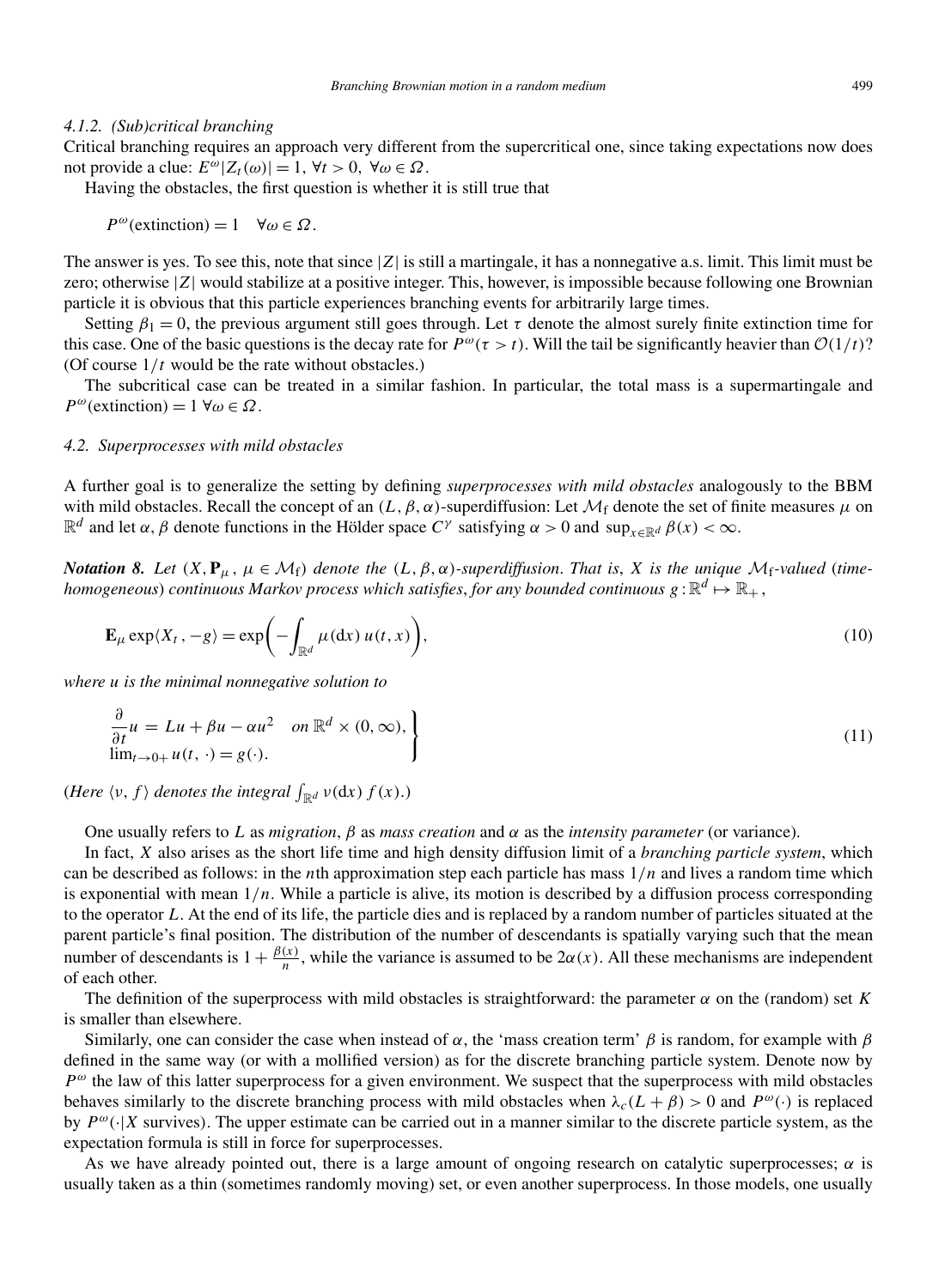#### 4.1.2. (Sub)critical branching

Critical branching requires an approach very different from the supercritical one, since taking expectations now does not provide a clue: $E^\omega|Z_t(\omega)| = 1$, $\forall t > 0$, $\forall \omega \in \Omega$.

Having the obstacles, the first question is whether it is still true that

$$P^\omega(\text{extinction}) = 1 \quad \forall \omega \in \Omega.$$

The answer is yes. To see this, note that since $|Z|$ is still a martingale, it has a nonnegative a.s. limit. This limit must be zero; otherwise $|Z|$ would stabilize at a positive integer. This, however, is impossible because following one Brownian particle it is obvious that this particle experiences branching events for arbitrarily large times.

Setting $\beta_1 = 0$, the previous argument still goes through. Let $\tau$ denote the almost surely finite extinction time for this case. One of the basic questions is the decay rate for $P^\omega(\tau > t)$. Will the tail be significantly heavier than $\mathcal{O}(1/t)$? (Of course $1/t$ would be the rate without obstacles.)

The subcritical case can be treated in a similar fashion. In particular, the total mass is a supermartingale and $P^\omega(\text{extinction}) = 1$ $\forall \omega \in \Omega$.

### 4.2. Superprocesses with mild obstacles

A further goal is to generalize the setting by defining *superprocesses with mild obstacles* analogously to the BBM with mild obstacles. Recall the concept of an $(L, \beta, \alpha)$-superdiffusion: Let $\mathcal{M}_\mathrm{f}$ denote the set of finite measures $\mu$ on $\mathbb{R}^d$ and let $\alpha$, $\beta$ denote functions in the Hölder space $C^\gamma$ satisfying $\alpha > 0$ and $\sup_{x \in \mathbb{R}^d} \beta(x) < \infty$.

***Notation 8.*** *Let $(X, \mathbf{P}_\mu, \mu \in \mathcal{M}_\mathrm{f})$ denote the $(L, \beta, \alpha)$-superdiffusion. That is, $X$ is the unique $\mathcal{M}_\mathrm{f}$-valued (time-homogeneous) continuous Markov process which satisfies, for any bounded continuous $g : \mathbb{R}^d \mapsto \mathbb{R}_+$,*

$$\mathbf{E}_\mu \exp\langle X_t, -g\rangle = \exp\left(-\int_{\mathbb{R}^d} \mu(\mathrm{d}x)\, u(t, x)\right), \tag{10}$$

*where $u$ is the minimal nonnegative solution to*

$$\left.\begin{aligned} &\frac{\partial}{\partial t} u = Lu + \beta u - \alpha u^2 \quad \text{on } \mathbb{R}^d \times (0, \infty), \\ &\lim_{t \to 0+} u(t, \cdot) = g(\cdot). \end{aligned}\right\} \tag{11}$$

*(Here $\langle \nu, f\rangle$ denotes the integral $\int_{\mathbb{R}^d} \nu(\mathrm{d}x)\, f(x)$.)*

One usually refers to $L$ as *migration*, $\beta$ as *mass creation* and $\alpha$ as the *intensity parameter* (or variance).

In fact, $X$ also arises as the short life time and high density diffusion limit of a *branching particle system*, which can be described as follows: in the $n$th approximation step each particle has mass $1/n$ and lives a random time which is exponential with mean $1/n$. While a particle is alive, its motion is described by a diffusion process corresponding to the operator $L$. At the end of its life, the particle dies and is replaced by a random number of particles situated at the parent particle's final position. The distribution of the number of descendants is spatially varying such that the mean number of descendants is $1 + \frac{\beta(x)}{n}$, while the variance is assumed to be $2\alpha(x)$. All these mechanisms are independent of each other.

The definition of the superprocess with mild obstacles is straightforward: the parameter $\alpha$ on the (random) set $K$ is smaller than elsewhere.

Similarly, one can consider the case when instead of $\alpha$, the 'mass creation term' $\beta$ is random, for example with $\beta$ defined in the same way (or with a mollified version) as for the discrete branching particle system. Denote now by $P^\omega$ the law of this latter superprocess for a given environment. We suspect that the superprocess with mild obstacles behaves similarly to the discrete branching process with mild obstacles when $\lambda_c(L + \beta) > 0$ and $P^\omega(\cdot)$ is replaced by $P^\omega(\cdot \mid X \text{ survives})$. The upper estimate can be carried out in a manner similar to the discrete particle system, as the expectation formula is still in force for superprocesses.

As we have already pointed out, there is a large amount of ongoing research on catalytic superprocesses; $\alpha$ is usually taken as a thin (sometimes randomly moving) set, or even another superprocess. In those models, one usually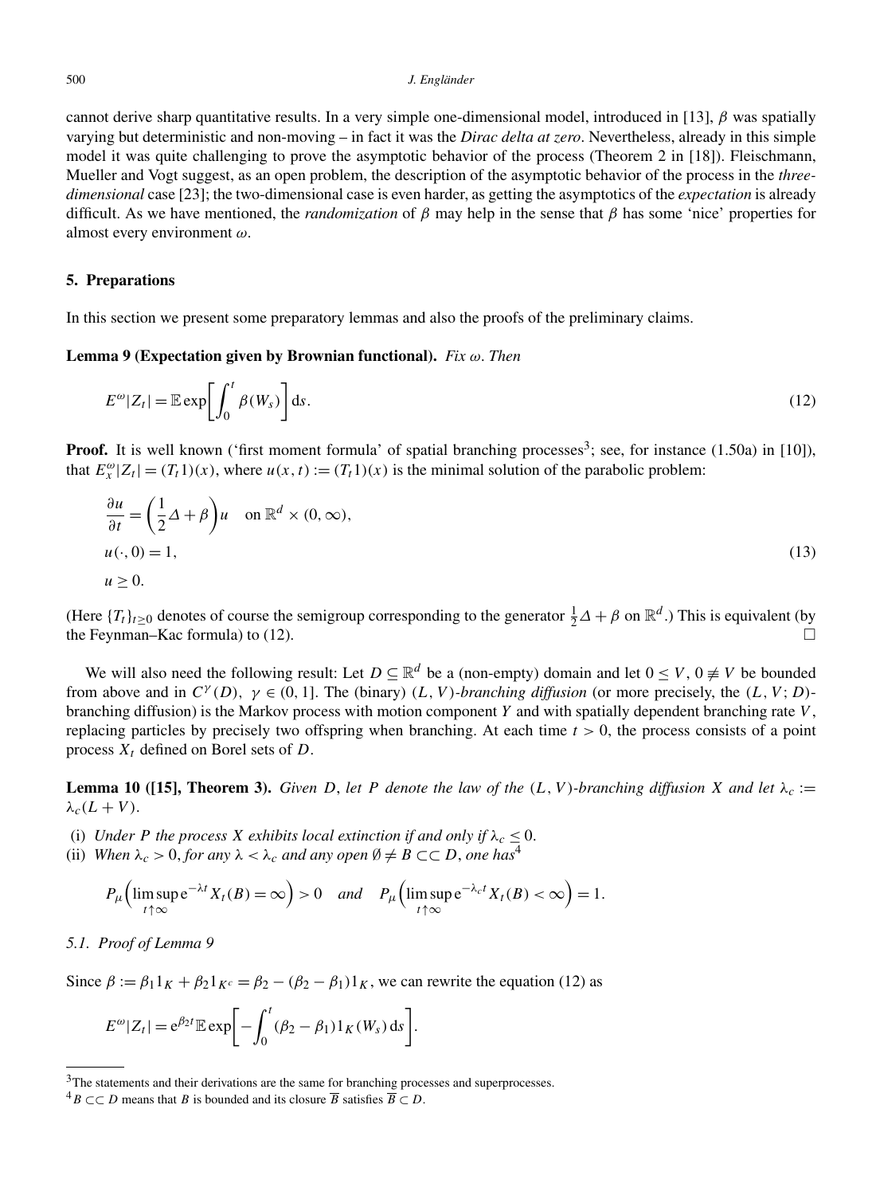cannot derive sharp quantitative results. In a very simple one-dimensional model, introduced in [13], $\beta$ was spatially varying but deterministic and non-moving – in fact it was the *Dirac delta at zero*. Nevertheless, already in this simple model it was quite challenging to prove the asymptotic behavior of the process (Theorem 2 in [18]). Fleischmann, Mueller and Vogt suggest, as an open problem, the description of the asymptotic behavior of the process in the *three-dimensional* case [23]; the two-dimensional case is even harder, as getting the asymptotics of the *expectation* is already difficult. As we have mentioned, the *randomization* of $\beta$ may help in the sense that $\beta$ has some 'nice' properties for almost every environment $\omega$.

## 5. Preparations

In this section we present some preparatory lemmas and also the proofs of the preliminary claims.

**Lemma 9 (Expectation given by Brownian functional).** *Fix* $\omega$. *Then*

$$E^{\omega}|Z_t| = \mathbb{E}\exp\left[\int_0^t \beta(W_s)\right]\mathrm{d}s. \tag{12}$$

**Proof.** It is well known ('first moment formula' of spatial branching processes[3]; see, for instance (1.50a) in [10]), that $E^{\omega}_x|Z_t| = (T_t 1)(x)$, where $u(x,t) := (T_t 1)(x)$ is the minimal solution of the parabolic problem:

$$\begin{aligned}
&\frac{\partial u}{\partial t} = \left(\frac{1}{2}\Delta + \beta\right)u \quad \text{on } \mathbb{R}^d \times (0,\infty),\\
&u(\cdot,0) = 1,\\
&u \geq 0.
\end{aligned} \tag{13}$$

(Here $\{T_t\}_{t\geq 0}$ denotes of course the semigroup corresponding to the generator $\frac{1}{2}\Delta + \beta$ on $\mathbb{R}^d$.) This is equivalent (by the Feynman–Kac formula) to (12). □

We will also need the following result: Let $D \subseteq \mathbb{R}^d$ be a (non-empty) domain and let $0 \leq V$, $0 \not\equiv V$ be bounded from above and in $C^{\gamma}(D)$, $\gamma \in (0,1]$. The (binary) $(L,V)$*-branching diffusion* (or more precisely, the $(L,V;D)$-branching diffusion) is the Markov process with motion component $Y$ and with spatially dependent branching rate $V$, replacing particles by precisely two offspring when branching. At each time $t > 0$, the process consists of a point process $X_t$ defined on Borel sets of $D$.

**Lemma 10 ([15], Theorem 3).** *Given* $D$, *let* $P$ *denote the law of the* $(L,V)$*-branching diffusion* $X$ *and let* $\lambda_c := \lambda_c(L+V)$.

(i) *Under* $P$ *the process* $X$ *exhibits local extinction if and only if* $\lambda_c \leq 0$.

(ii) *When* $\lambda_c > 0$, *for any* $\lambda < \lambda_c$ *and any open* $\emptyset \neq B \subset\subset D$, *one has*[4]

$$P_{\mu}\Big(\limsup_{t\uparrow\infty} \mathrm{e}^{-\lambda t} X_t(B) = \infty\Big) > 0 \quad \textit{and} \quad P_{\mu}\Big(\limsup_{t\uparrow\infty} \mathrm{e}^{-\lambda_c t} X_t(B) < \infty\Big) = 1.$$

### 5.1. Proof of Lemma 9

Since $\beta := \beta_1 1_K + \beta_2 1_{K^c} = \beta_2 - (\beta_2 - \beta_1)1_K$, we can rewrite the equation (12) as

$$E^{\omega}|Z_t| = \mathrm{e}^{\beta_2 t}\mathbb{E}\exp\left[-\int_0^t (\beta_2 - \beta_1)1_K(W_s)\,\mathrm{d}s\right].$$

---

[3] The statements and their derivations are the same for branching processes and superprocesses.

[4] $B \subset\subset D$ means that $B$ is bounded and its closure $\overline{B}$ satisfies $\overline{B} \subset D$.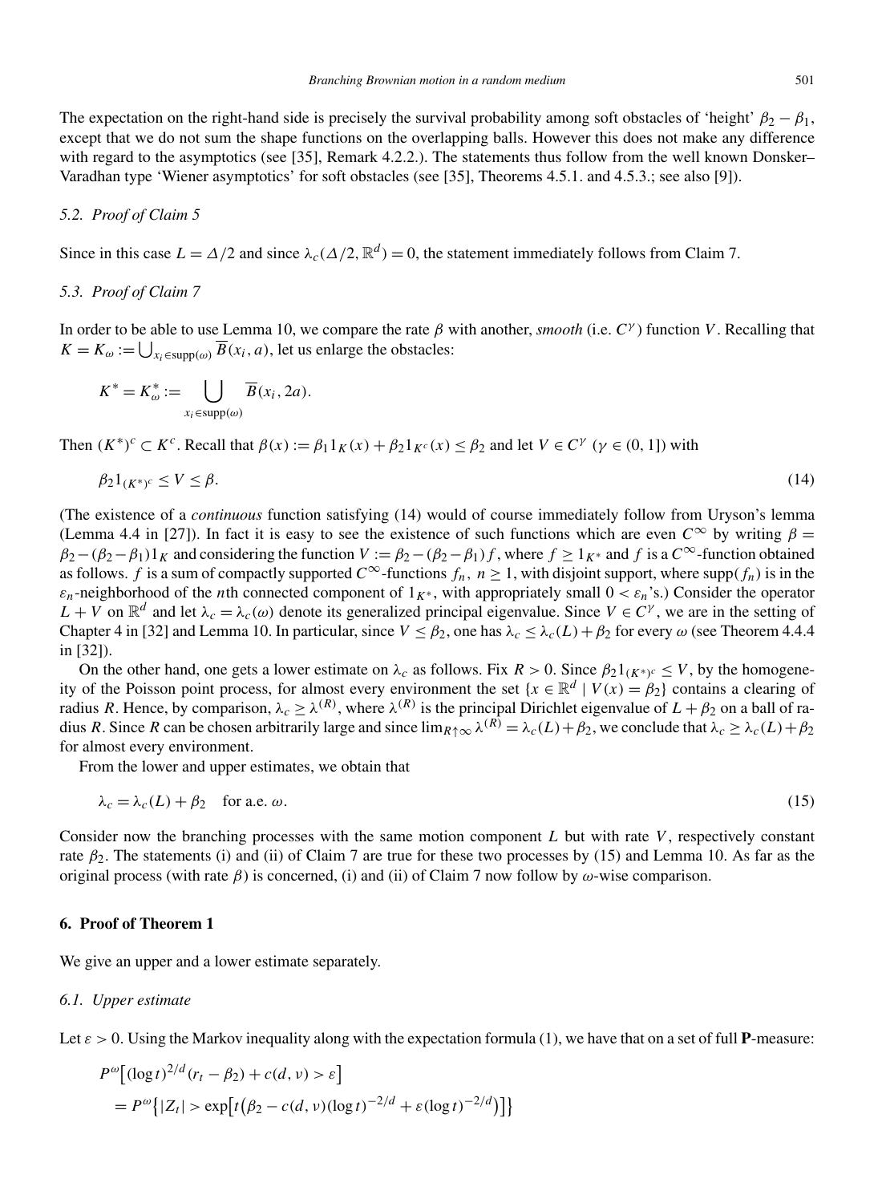The expectation on the right-hand side is precisely the survival probability among soft obstacles of 'height' $\beta_2 - \beta_1$, except that we do not sum the shape functions on the overlapping balls. However this does not make any difference with regard to the asymptotics (see [35], Remark 4.2.2.). The statements thus follow from the well known Donsker–Varadhan type 'Wiener asymptotics' for soft obstacles (see [35], Theorems 4.5.1. and 4.5.3.; see also [9]).

### *5.2. Proof of Claim 5*

Since in this case $L = \Delta/2$ and since $\lambda_c(\Delta/2, \mathbb{R}^d) = 0$, the statement immediately follows from Claim 7.

### *5.3. Proof of Claim 7*

In order to be able to use Lemma 10, we compare the rate $\beta$ with another, *smooth* (i.e. $C^\gamma$) function $V$. Recalling that $K = K_\omega := \bigcup_{x_i \in \mathrm{supp}(\omega)} \overline{B}(x_i, a)$, let us enlarge the obstacles:

$$K^* = K^*_\omega := \bigcup_{x_i \in \mathrm{supp}(\omega)} \overline{B}(x_i, 2a).$$

Then $(K^*)^c \subset K^c$. Recall that $\beta(x) := \beta_1 1_K(x) + \beta_2 1_{K^c}(x) \le \beta_2$ and let $V \in C^\gamma$ ($\gamma \in (0,1]$) with

$$\beta_2 1_{(K^*)^c} \le V \le \beta. \tag{14}$$

(The existence of a *continuous* function satisfying (14) would of course immediately follow from Uryson's lemma (Lemma 4.4 in [27]). In fact it is easy to see the existence of such functions which are even $C^\infty$ by writing $\beta = \beta_2 - (\beta_2 - \beta_1) 1_K$ and considering the function $V := \beta_2 - (\beta_2 - \beta_1) f$, where $f \ge 1_{K^*}$ and $f$ is a $C^\infty$-function obtained as follows. $f$ is a sum of compactly supported $C^\infty$-functions $f_n$, $n \ge 1$, with disjoint support, where $\mathrm{supp}(f_n)$ is in the $\varepsilon_n$-neighborhood of the $n$th connected component of $1_{K^*}$, with appropriately small $0 < \varepsilon_n$'s.) Consider the operator $L + V$ on $\mathbb{R}^d$ and let $\lambda_c = \lambda_c(\omega)$ denote its generalized principal eigenvalue. Since $V \in C^\gamma$, we are in the setting of Chapter 4 in [32] and Lemma 10. In particular, since $V \le \beta_2$, one has $\lambda_c \le \lambda_c(L) + \beta_2$ for every $\omega$ (see Theorem 4.4.4 in [32]).

On the other hand, one gets a lower estimate on $\lambda_c$ as follows. Fix $R > 0$. Since $\beta_2 1_{(K^*)^c} \le V$, by the homogeneity of the Poisson point process, for almost every environment the set $\{x \in \mathbb{R}^d \mid V(x) = \beta_2\}$ contains a clearing of radius $R$. Hence, by comparison, $\lambda_c \ge \lambda^{(R)}$, where $\lambda^{(R)}$ is the principal Dirichlet eigenvalue of $L + \beta_2$ on a ball of radius $R$. Since $R$ can be chosen arbitrarily large and since $\lim_{R \uparrow \infty} \lambda^{(R)} = \lambda_c(L) + \beta_2$, we conclude that $\lambda_c \ge \lambda_c(L) + \beta_2$ for almost every environment.

From the lower and upper estimates, we obtain that

$$\lambda_c = \lambda_c(L) + \beta_2 \quad \text{for a.e. } \omega. \tag{15}$$

Consider now the branching processes with the same motion component $L$ but with rate $V$, respectively constant rate $\beta_2$. The statements (i) and (ii) of Claim 7 are true for these two processes by (15) and Lemma 10. As far as the original process (with rate $\beta$) is concerned, (i) and (ii) of Claim 7 now follow by $\omega$-wise comparison.

## 6. Proof of Theorem 1

We give an upper and a lower estimate separately.

### *6.1. Upper estimate*

Let $\varepsilon > 0$. Using the Markov inequality along with the expectation formula (1), we have that on a set of full $\mathbf{P}$-measure:

$$\begin{aligned}
&P^\omega\left[(\log t)^{2/d}(r_t - \beta_2) + c(d,\nu) > \varepsilon\right] \\
&\quad = P^\omega\left\{|Z_t| > \exp\left[t\left(\beta_2 - c(d,\nu)(\log t)^{-2/d} + \varepsilon(\log t)^{-2/d}\right)\right]\right\}
\end{aligned}$$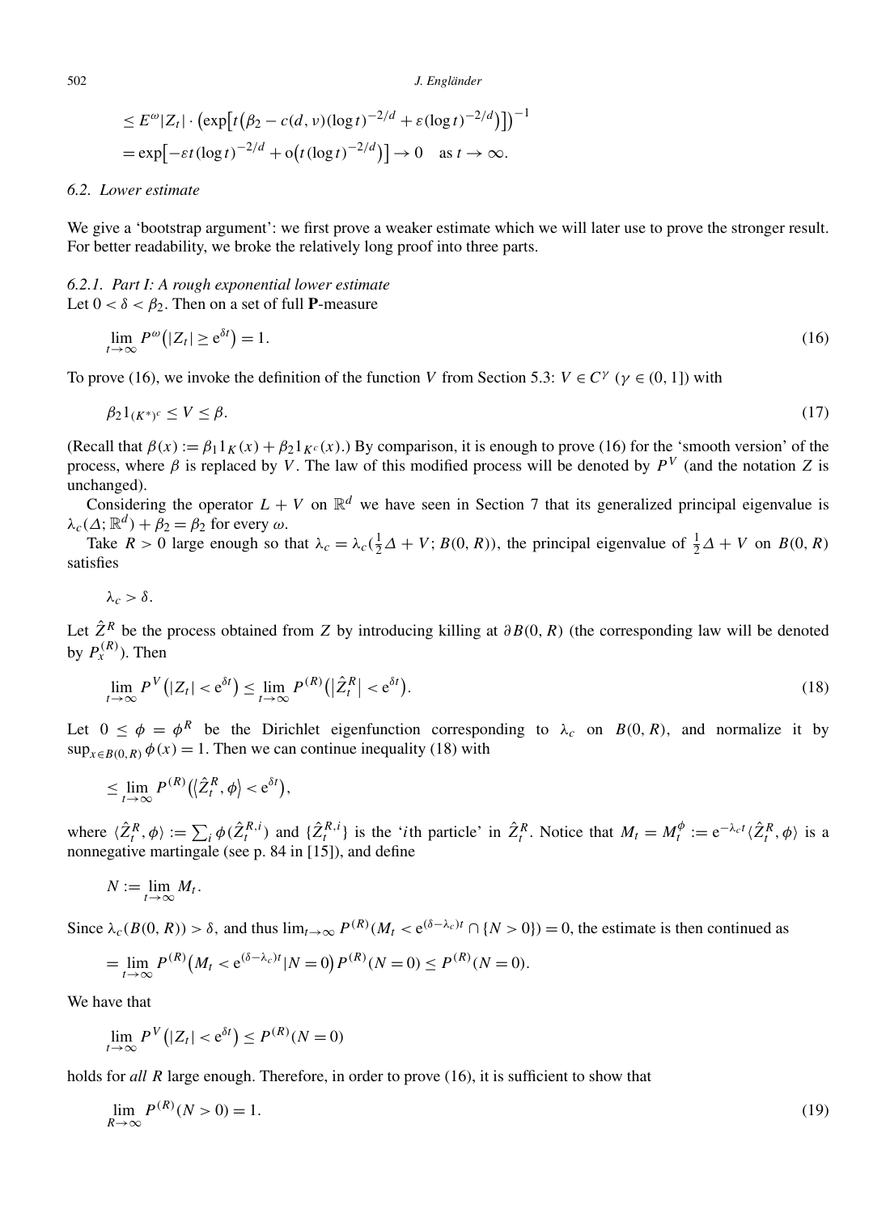$$
\begin{aligned}
&\le E^{\omega}|Z_t| \cdot \left(\exp\left[t\left(\beta_2 - c(d,\nu)(\log t)^{-2/d} + \varepsilon(\log t)^{-2/d}\right)\right]\right)^{-1} \\
&= \exp\left[-\varepsilon t(\log t)^{-2/d} + \mathrm{o}\left(t(\log t)^{-2/d}\right)\right] \to 0 \quad \text{as } t \to \infty.
\end{aligned}
$$

### 6.2. Lower estimate

We give a 'bootstrap argument': we first prove a weaker estimate which we will later use to prove the stronger result. For better readability, we broke the relatively long proof into three parts.

#### 6.2.1. Part I: A rough exponential lower estimate

Let $0 < \delta < \beta_2$. Then on a set of full $\mathbf{P}$-measure

$$
\lim_{t\to\infty} P^{\omega}\left(|Z_t| \ge \mathrm{e}^{\delta t}\right) = 1. \tag{16}
$$

To prove (16), we invoke the definition of the function $V$ from Section 5.3: $V \in C^{\gamma}$ ($\gamma \in (0,1]$) with

$$
\beta_2 1_{(K^*)^c} \le V \le \beta. \tag{17}
$$

(Recall that $\beta(x) := \beta_1 1_K(x) + \beta_2 1_{K^c}(x)$.) By comparison, it is enough to prove (16) for the 'smooth version' of the process, where $\beta$ is replaced by $V$. The law of this modified process will be denoted by $P^V$ (and the notation $Z$ is unchanged).

Considering the operator $L + V$ on $\mathbb{R}^d$ we have seen in Section 7 that its generalized principal eigenvalue is $\lambda_c(\Delta; \mathbb{R}^d) + \beta_2 = \beta_2$ for every $\omega$.

Take $R > 0$ large enough so that $\lambda_c = \lambda_c(\frac{1}{2}\Delta + V; B(0,R))$, the principal eigenvalue of $\frac{1}{2}\Delta + V$ on $B(0,R)$ satisfies

$$
\lambda_c > \delta.
$$

Let $\hat{Z}^R$ be the process obtained from $Z$ by introducing killing at $\partial B(0,R)$ (the corresponding law will be denoted by $P_x^{(R)}$). Then

$$
\lim_{t\to\infty} P^V\left(|Z_t| < \mathrm{e}^{\delta t}\right) \le \lim_{t\to\infty} P^{(R)}\left(\left|\hat{Z}_t^R\right| < \mathrm{e}^{\delta t}\right). \tag{18}
$$

Let $0 \le \phi = \phi^R$ be the Dirichlet eigenfunction corresponding to $\lambda_c$ on $B(0,R)$, and normalize it by $\sup_{x\in B(0,R)} \phi(x) = 1$. Then we can continue inequality (18) with

$$
\le \lim_{t\to\infty} P^{(R)}\left(\left\langle \hat{Z}_t^R, \phi \right\rangle < \mathrm{e}^{\delta t}\right),
$$

where $\langle \hat{Z}_t^R, \phi\rangle := \sum_i \phi(\hat{Z}_t^{R,i})$ and $\{\hat{Z}_t^{R,i}\}$ is the '$i$th particle' in $\hat{Z}_t^R$. Notice that $M_t = M_t^{\phi} := \mathrm{e}^{-\lambda_c t}\langle \hat{Z}_t^R, \phi\rangle$ is a nonnegative martingale (see p. 84 in [15]), and define

$$
N := \lim_{t\to\infty} M_t.
$$

Since $\lambda_c(B(0,R)) > \delta$, and thus $\lim_{t\to\infty} P^{(R)}(M_t < \mathrm{e}^{(\delta-\lambda_c)t} \cap \{N > 0\}) = 0$, the estimate is then continued as

$$
= \lim_{t\to\infty} P^{(R)}\left(M_t < \mathrm{e}^{(\delta-\lambda_c)t} | N = 0\right) P^{(R)}(N = 0) \le P^{(R)}(N = 0).
$$

We have that

$$
\lim_{t\to\infty} P^V\left(|Z_t| < \mathrm{e}^{\delta t}\right) \le P^{(R)}(N = 0)
$$

holds for *all* $R$ large enough. Therefore, in order to prove (16), it is sufficient to show that

$$
\lim_{R\to\infty} P^{(R)}(N > 0) = 1. \tag{19}
$$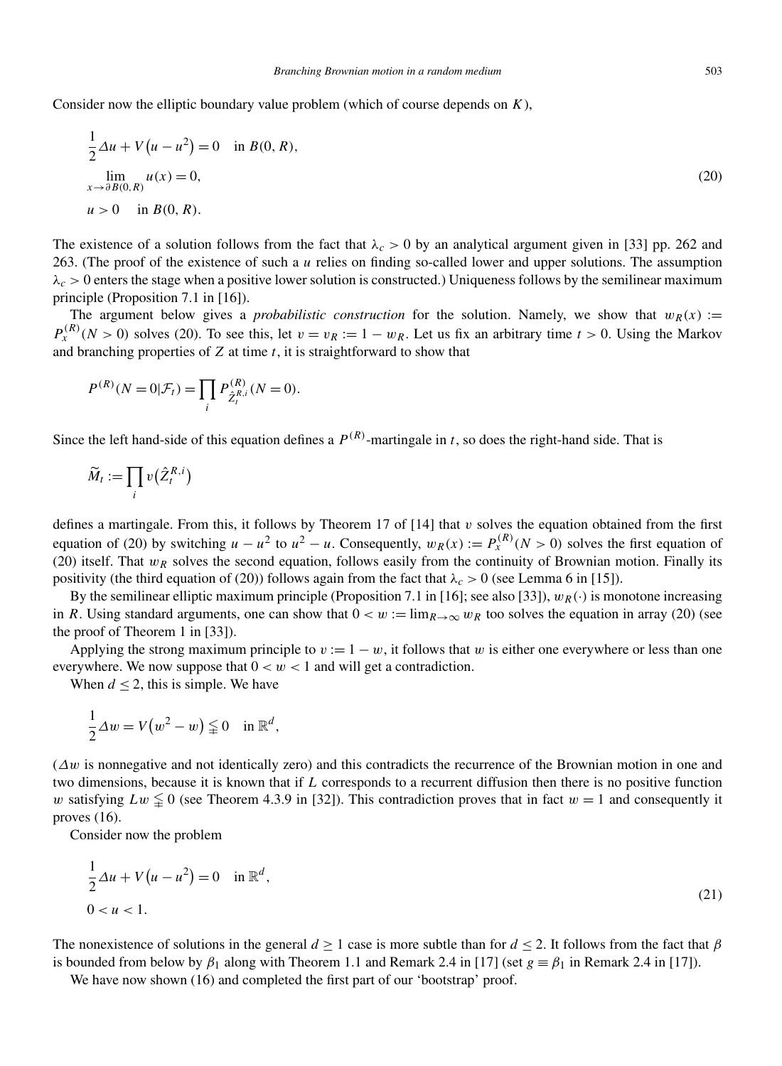Consider now the elliptic boundary value problem (which of course depends on $K$),

$$
\begin{aligned}
&\frac{1}{2}\Delta u + V\left(u - u^2\right) = 0 \quad \text{in } B(0,R),\\
&\lim_{x \to \partial B(0,R)} u(x) = 0, \\
&u > 0 \quad \text{in } B(0,R).
\end{aligned}
\tag{20}
$$

The existence of a solution follows from the fact that $\lambda_c > 0$ by an analytical argument given in [33] pp. 262 and 263. (The proof of the existence of such a $u$ relies on finding so-called lower and upper solutions. The assumption $\lambda_c > 0$ enters the stage when a positive lower solution is constructed.) Uniqueness follows by the semilinear maximum principle (Proposition 7.1 in [16]).

The argument below gives a *probabilistic construction* for the solution. Namely, we show that $w_R(x) := P_x^{(R)}(N > 0)$ solves (20). To see this, let $v = v_R := 1 - w_R$. Let us fix an arbitrary time $t > 0$. Using the Markov and branching properties of $Z$ at time $t$, it is straightforward to show that

$$
P^{(R)}(N = 0 | \mathcal{F}_t) = \prod_i P^{(R)}_{\hat{Z}_t^{R,i}}(N = 0).
$$

Since the left hand-side of this equation defines a $P^{(R)}$-martingale in $t$, so does the right-hand side. That is

$$
\widetilde{M}_t := \prod_i v\left(\hat{Z}_t^{R,i}\right)
$$

defines a martingale. From this, it follows by Theorem 17 of [14] that $v$ solves the equation obtained from the first equation of (20) by switching $u - u^2$ to $u^2 - u$. Consequently, $w_R(x) := P_x^{(R)}(N > 0)$ solves the first equation of (20) itself. That $w_R$ solves the second equation, follows easily from the continuity of Brownian motion. Finally its positivity (the third equation of (20)) follows again from the fact that $\lambda_c > 0$ (see Lemma 6 in [15]).

By the semilinear elliptic maximum principle (Proposition 7.1 in [16]; see also [33]), $w_R(\cdot)$ is monotone increasing in $R$. Using standard arguments, one can show that $0 < w := \lim_{R\to\infty} w_R$ too solves the equation in array (20) (see the proof of Theorem 1 in [33]).

Applying the strong maximum principle to $v := 1 - w$, it follows that $w$ is either one everywhere or less than one everywhere. We now suppose that $0 < w < 1$ and will get a contradiction.

When $d \le 2$, this is simple. We have

$$
\frac{1}{2}\Delta w = V\left(w^2 - w\right) \lneqq 0 \quad \text{in } \mathbb{R}^d,
$$

($\Delta w$ is nonnegative and not identically zero) and this contradicts the recurrence of the Brownian motion in one and two dimensions, because it is known that if $L$ corresponds to a recurrent diffusion then there is no positive function $w$ satisfying $Lw \lneqq 0$ (see Theorem 4.3.9 in [32]). This contradiction proves that in fact $w = 1$ and consequently it proves (16).

Consider now the problem

$$
\begin{aligned}
&\frac{1}{2}\Delta u + V\left(u - u^2\right) = 0 \quad \text{in } \mathbb{R}^d,\\
&0 < u < 1.
\end{aligned}
\tag{21}
$$

The nonexistence of solutions in the general $d \ge 1$ case is more subtle than for $d \le 2$. It follows from the fact that $\beta$ is bounded from below by $\beta_1$ along with Theorem 1.1 and Remark 2.4 in [17] (set $g \equiv \beta_1$ in Remark 2.4 in [17]).

We have now shown (16) and completed the first part of our 'bootstrap' proof.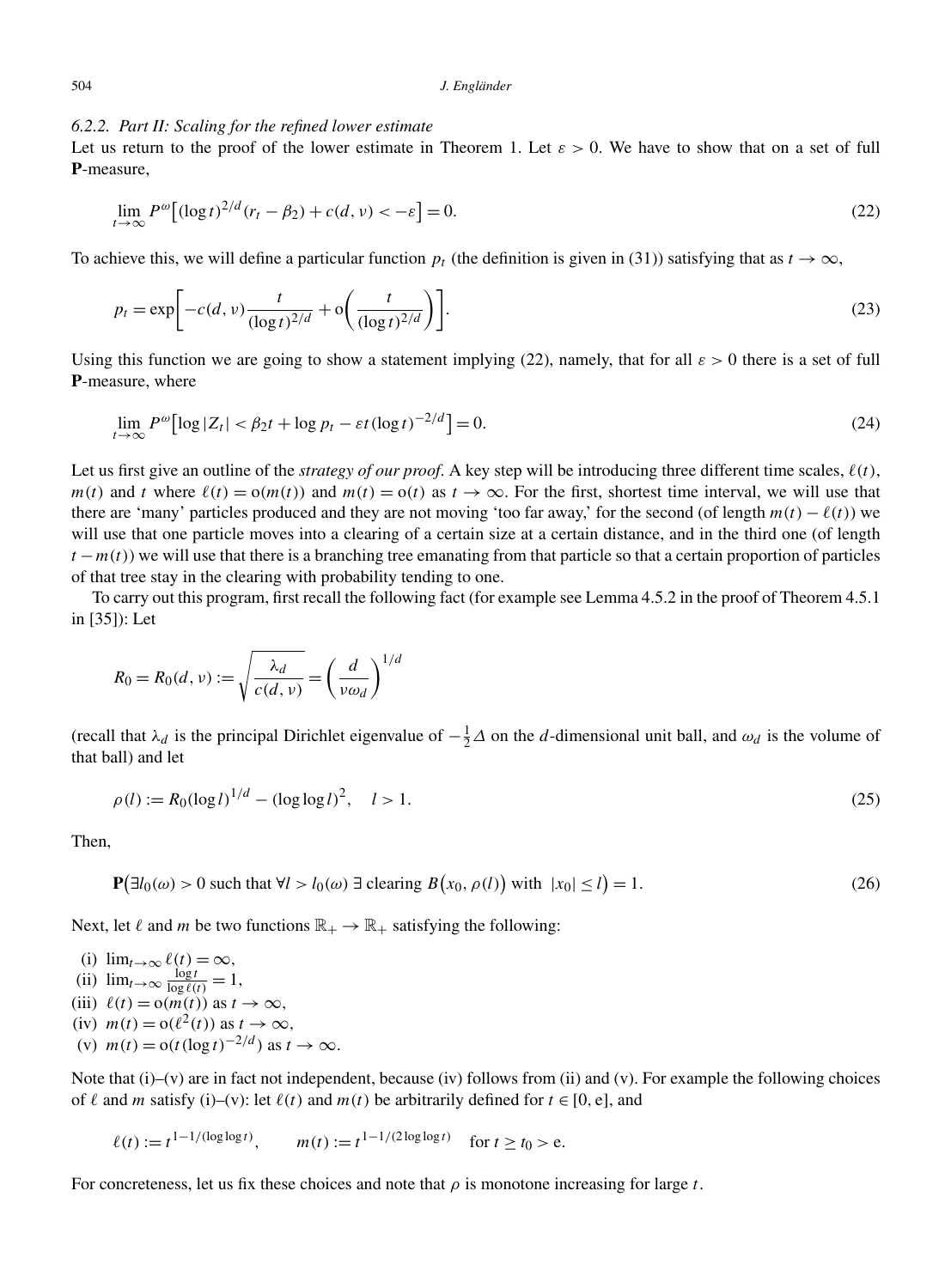#### 6.2.2. Part II: Scaling for the refined lower estimate

Let us return to the proof of the lower estimate in Theorem 1. Let $\varepsilon > 0$. We have to show that on a set of full $\mathbf{P}$-measure,

$$\lim_{t\to\infty} P^{\omega}\big[(\log t)^{2/d}(r_t - \beta_2) + c(d,\nu) < -\varepsilon\big] = 0. \tag{22}$$

To achieve this, we will define a particular function $p_t$ (the definition is given in (31)) satisfying that as $t \to \infty$,

$$p_t = \exp\bigg[-c(d,\nu)\frac{t}{(\log t)^{2/d}} + \mathrm{o}\bigg(\frac{t}{(\log t)^{2/d}}\bigg)\bigg]. \tag{23}$$

Using this function we are going to show a statement implying (22), namely, that for all $\varepsilon > 0$ there is a set of full $\mathbf{P}$-measure, where

$$\lim_{t\to\infty} P^{\omega}\big[\log|Z_t| < \beta_2 t + \log p_t - \varepsilon t(\log t)^{-2/d}\big] = 0. \tag{24}$$

Let us first give an outline of the *strategy of our proof*. A key step will be introducing three different time scales, $\ell(t)$, $m(t)$ and $t$ where $\ell(t) = \mathrm{o}(m(t))$ and $m(t) = \mathrm{o}(t)$ as $t \to \infty$. For the first, shortest time interval, we will use that there are 'many' particles produced and they are not moving 'too far away,' for the second (of length $m(t) - \ell(t)$) we will use that one particle moves into a clearing of a certain size at a certain distance, and in the third one (of length $t - m(t)$) we will use that there is a branching tree emanating from that particle so that a certain proportion of particles of that tree stay in the clearing with probability tending to one.

To carry out this program, first recall the following fact (for example see Lemma 4.5.2 in the proof of Theorem 4.5.1 in [35]): Let

$$R_0 = R_0(d,\nu) := \sqrt{\frac{\lambda_d}{c(d,\nu)}} = \bigg(\frac{d}{\nu\omega_d}\bigg)^{1/d}$$

(recall that $\lambda_d$ is the principal Dirichlet eigenvalue of $-\frac{1}{2}\Delta$ on the $d$-dimensional unit ball, and $\omega_d$ is the volume of that ball) and let

$$\rho(l) := R_0(\log l)^{1/d} - (\log\log l)^2, \quad l > 1. \tag{25}$$

Then,

$$\mathbf{P}\big(\exists l_0(\omega) > 0 \text{ such that } \forall l > l_0(\omega)\ \exists \text{ clearing } B\big(x_0, \rho(l)\big) \text{ with } |x_0| \le l\big) = 1. \tag{26}$$

Next, let $\ell$ and $m$ be two functions $\mathbb{R}_+ \to \mathbb{R}_+$ satisfying the following:

(i) $\lim_{t\to\infty} \ell(t) = \infty$,
(ii) $\lim_{t\to\infty} \frac{\log t}{\log \ell(t)} = 1$,
(iii) $\ell(t) = \mathrm{o}(m(t))$ as $t \to \infty$,
(iv) $m(t) = \mathrm{o}(\ell^2(t))$ as $t \to \infty$,
(v) $m(t) = \mathrm{o}(t(\log t)^{-2/d})$ as $t \to \infty$.

Note that (i)–(v) are in fact not independent, because (iv) follows from (ii) and (v). For example the following choices of $\ell$ and $m$ satisfy (i)–(v): let $\ell(t)$ and $m(t)$ be arbitrarily defined for $t \in [0, \mathrm{e}]$, and

$$\ell(t) := t^{1-1/(\log\log t)}, \qquad m(t) := t^{1-1/(2\log\log t)} \quad \text{for } t \ge t_0 > \mathrm{e}.$$

For concreteness, let us fix these choices and note that $\rho$ is monotone increasing for large $t$.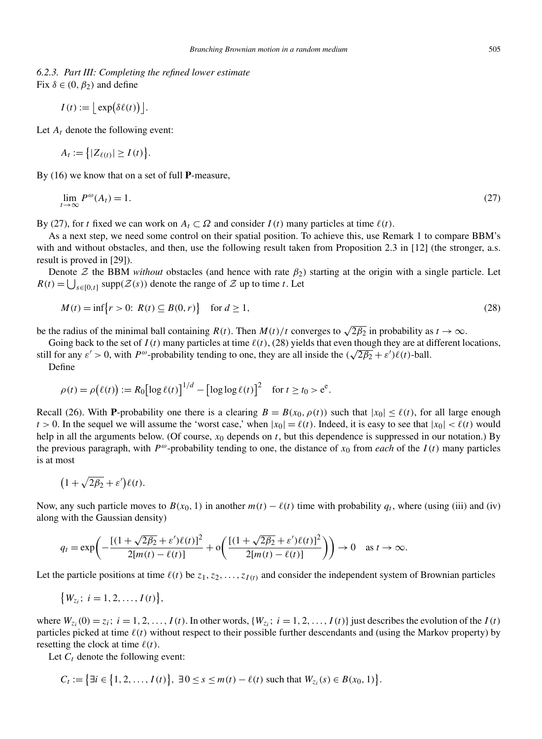### 6.2.3. Part III: Completing the refined lower estimate

Fix $\delta \in (0, \beta_2)$ and define

$$I(t) := \lfloor \exp(\delta \ell(t)) \rfloor.$$

Let $A_t$ denote the following event:

$$A_t := \{|Z_{\ell(t)}| \geq I(t)\}.$$

By (16) we know that on a set of full **P**-measure,

$$\lim_{t \to \infty} P^\omega(A_t) = 1. \tag{27}$$

By (27), for $t$ fixed we can work on $A_t \subset \Omega$ and consider $I(t)$ many particles at time $\ell(t)$.

As a next step, we need some control on their spatial position. To achieve this, use Remark 1 to compare BBM's with and without obstacles, and then, use the following result taken from Proposition 2.3 in [12] (the stronger, a.s. result is proved in [29]).

Denote $\mathcal{Z}$ the BBM *without* obstacles (and hence with rate $\beta_2$) starting at the origin with a single particle. Let $R(t) = \bigcup_{s \in [0,t]} \operatorname{supp}(\mathcal{Z}(s))$ denote the range of $\mathcal{Z}$ up to time $t$. Let

$$M(t) = \inf\{r > 0: R(t) \subseteq B(0, r)\} \quad \text{for } d \geq 1, \tag{28}$$

be the radius of the minimal ball containing $R(t)$. Then $M(t)/t$ converges to $\sqrt{2\beta_2}$ in probability as $t \to \infty$.

Going back to the set of $I(t)$ many particles at time $\ell(t)$, (28) yields that even though they are at different locations, still for any $\varepsilon' > 0$, with $P^\omega$-probability tending to one, they are all inside the $(\sqrt{2\beta_2} + \varepsilon')\ell(t)$-ball.

Define

$$\rho(t) = \rho(\ell(t)) := R_0[\log \ell(t)]^{1/d} - [\log\log \ell(t)]^2 \quad \text{for } t \geq t_0 > \mathrm{e}^{\mathrm{e}}.$$

Recall (26). With **P**-probability one there is a clearing $B = B(x_0, \rho(t))$ such that $|x_0| \leq \ell(t)$, for all large enough $t > 0$. In the sequel we will assume the 'worst case,' when $|x_0| = \ell(t)$. Indeed, it is easy to see that $|x_0| < \ell(t)$ would help in all the arguments below. (Of course, $x_0$ depends on $t$, but this dependence is suppressed in our notation.) By the previous paragraph, with $P^\omega$-probability tending to one, the distance of $x_0$ from *each* of the $I(t)$ many particles is at most

$$\bigl(1 + \sqrt{2\beta_2} + \varepsilon'\bigr)\ell(t).$$

Now, any such particle moves to $B(x_0, 1)$ in another $m(t) - \ell(t)$ time with probability $q_t$, where (using (iii) and (iv) along with the Gaussian density)

$$q_t = \exp\left(-\frac{[(1 + \sqrt{2\beta_2} + \varepsilon')\ell(t)]^2}{2[m(t) - \ell(t)]} + \mathrm{o}\left(\frac{[(1 + \sqrt{2\beta_2} + \varepsilon')\ell(t)]^2}{2[m(t) - \ell(t)]}\right)\right) \to 0 \quad \text{as } t \to \infty.$$

Let the particle positions at time $\ell(t)$ be $z_1, z_2, \ldots, z_{I(t)}$ and consider the independent system of Brownian particles

$$\{W_{z_i};\ i = 1, 2, \ldots, I(t)\},$$

where $W_{z_i}(0) = z_i$; $i = 1, 2, \ldots, I(t)$. In other words, $\{W_{z_i};\ i = 1, 2, \ldots, I(t)\}$ just describes the evolution of the $I(t)$ particles picked at time $\ell(t)$ without respect to their possible further descendants and (using the Markov property) by resetting the clock at time $\ell(t)$.

Let $C_t$ denote the following event:

$$C_t := \{\exists i \in \{1, 2, \ldots, I(t)\},\ \exists 0 \leq s \leq m(t) - \ell(t) \text{ such that } W_{z_i}(s) \in B(x_0, 1)\}.$$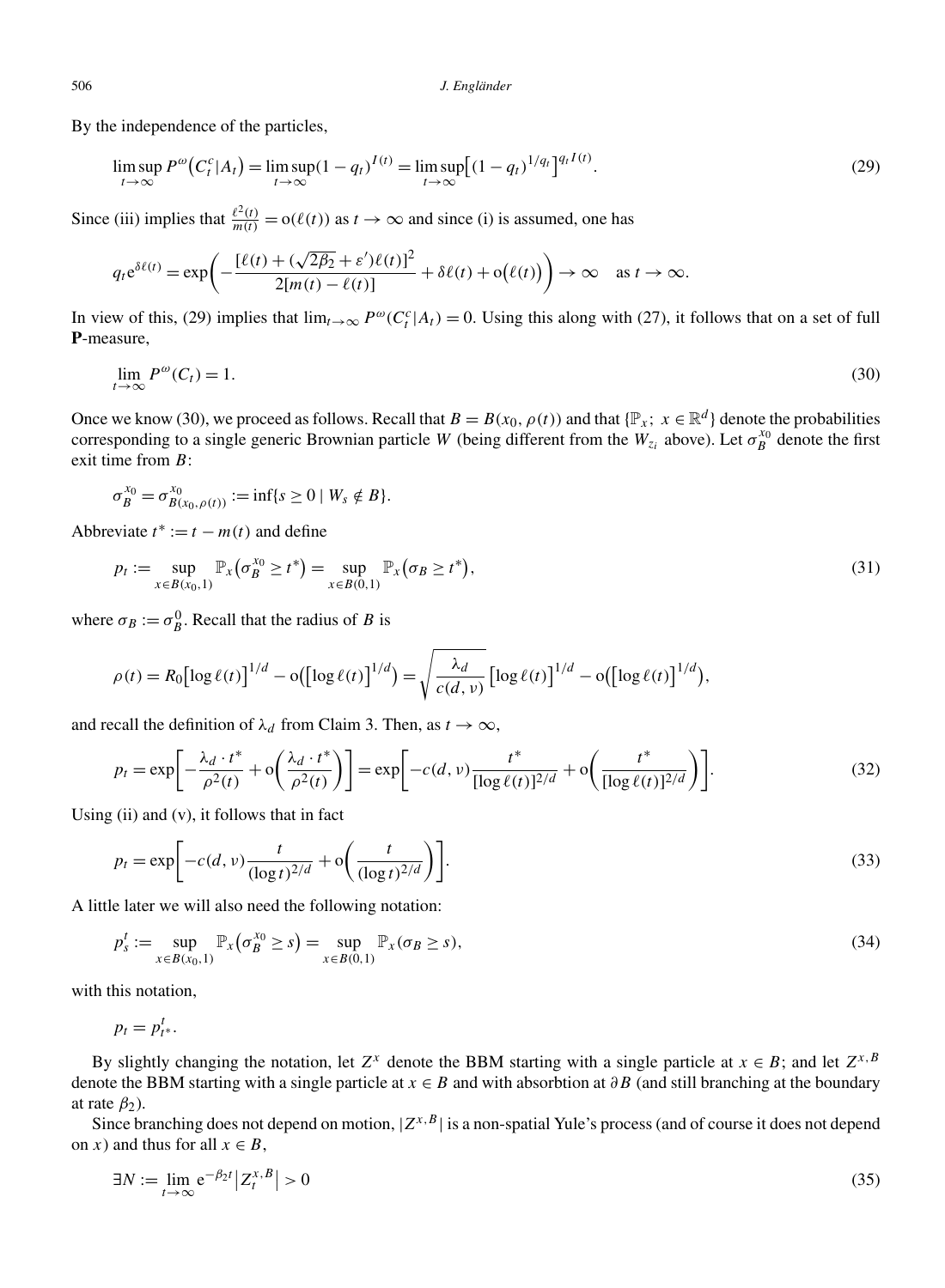By the independence of the particles,

$$\limsup_{t\to\infty} P^{\omega}\big(C_t^c|A_t\big) = \limsup_{t\to\infty}(1-q_t)^{I(t)} = \limsup_{t\to\infty}\big[(1-q_t)^{1/q_t}\big]^{q_t I(t)}. \tag{29}$$

Since (iii) implies that $\frac{\ell^2(t)}{m(t)} = \mathrm{o}(\ell(t))$ as $t\to\infty$ and since (i) is assumed, one has

$$q_t \mathrm{e}^{\delta\ell(t)} = \exp\left(-\frac{[\ell(t)+(\sqrt{2\beta_2}+\varepsilon')\ell(t)]^2}{2[m(t)-\ell(t)]} + \delta\ell(t) + \mathrm{o}\big(\ell(t)\big)\right) \to \infty \quad \text{as } t\to\infty.$$

In view of this, (29) implies that $\lim_{t\to\infty} P^{\omega}(C_t^c|A_t) = 0$. Using this along with (27), it follows that on a set of full $\mathbf{P}$-measure,

$$\lim_{t\to\infty} P^{\omega}(C_t) = 1. \tag{30}$$

Once we know (30), we proceed as follows. Recall that $B = B(x_0,\rho(t))$ and that $\{\mathbb{P}_x;\ x\in\mathbb{R}^d\}$ denote the probabilities corresponding to a single generic Brownian particle $W$ (being different from the $W_{z_i}$ above). Let $\sigma_B^{x_0}$ denote the first exit time from $B$:

$$\sigma_B^{x_0} = \sigma_{B(x_0,\rho(t))}^{x_0} := \inf\{s\geq 0 \mid W_s \notin B\}.$$

Abbreviate $t^* := t - m(t)$ and define

$$p_t := \sup_{x\in B(x_0,1)} \mathbb{P}_x\big(\sigma_B^{x_0}\geq t^*\big) = \sup_{x\in B(0,1)} \mathbb{P}_x\big(\sigma_B \geq t^*\big), \tag{31}$$

where $\sigma_B := \sigma_B^0$. Recall that the radius of $B$ is

$$\rho(t) = R_0\big[\log\ell(t)\big]^{1/d} - \mathrm{o}\big(\big[\log\ell(t)\big]^{1/d}\big) = \sqrt{\frac{\lambda_d}{c(d,\nu)}}\big[\log\ell(t)\big]^{1/d} - \mathrm{o}\big(\big[\log\ell(t)\big]^{1/d}\big),$$

and recall the definition of $\lambda_d$ from Claim 3. Then, as $t\to\infty$,

$$p_t = \exp\left[-\frac{\lambda_d\cdot t^*}{\rho^2(t)} + \mathrm{o}\left(\frac{\lambda_d\cdot t^*}{\rho^2(t)}\right)\right] = \exp\left[-c(d,\nu)\frac{t^*}{[\log\ell(t)]^{2/d}} + \mathrm{o}\left(\frac{t^*}{[\log\ell(t)]^{2/d}}\right)\right]. \tag{32}$$

Using (ii) and (v), it follows that in fact

$$p_t = \exp\left[-c(d,\nu)\frac{t}{(\log t)^{2/d}} + \mathrm{o}\left(\frac{t}{(\log t)^{2/d}}\right)\right]. \tag{33}$$

A little later we will also need the following notation:

$$p_s^t := \sup_{x\in B(x_0,1)} \mathbb{P}_x\big(\sigma_B^{x_0}\geq s\big) = \sup_{x\in B(0,1)} \mathbb{P}_x(\sigma_B\geq s), \tag{34}$$

with this notation,

$$p_t = p_{t^*}^t.$$

By slightly changing the notation, let $Z^x$ denote the BBM starting with a single particle at $x\in B$; and let $Z^{x,B}$ denote the BBM starting with a single particle at $x\in B$ and with absorbtion at $\partial B$ (and still branching at the boundary at rate $\beta_2$).

Since branching does not depend on motion, $|Z^{x,B}|$ is a non-spatial Yule's process (and of course it does not depend on $x$) and thus for all $x\in B$,

$$\exists N := \lim_{t\to\infty} \mathrm{e}^{-\beta_2 t}\big|Z_t^{x,B}\big| > 0 \tag{35}$$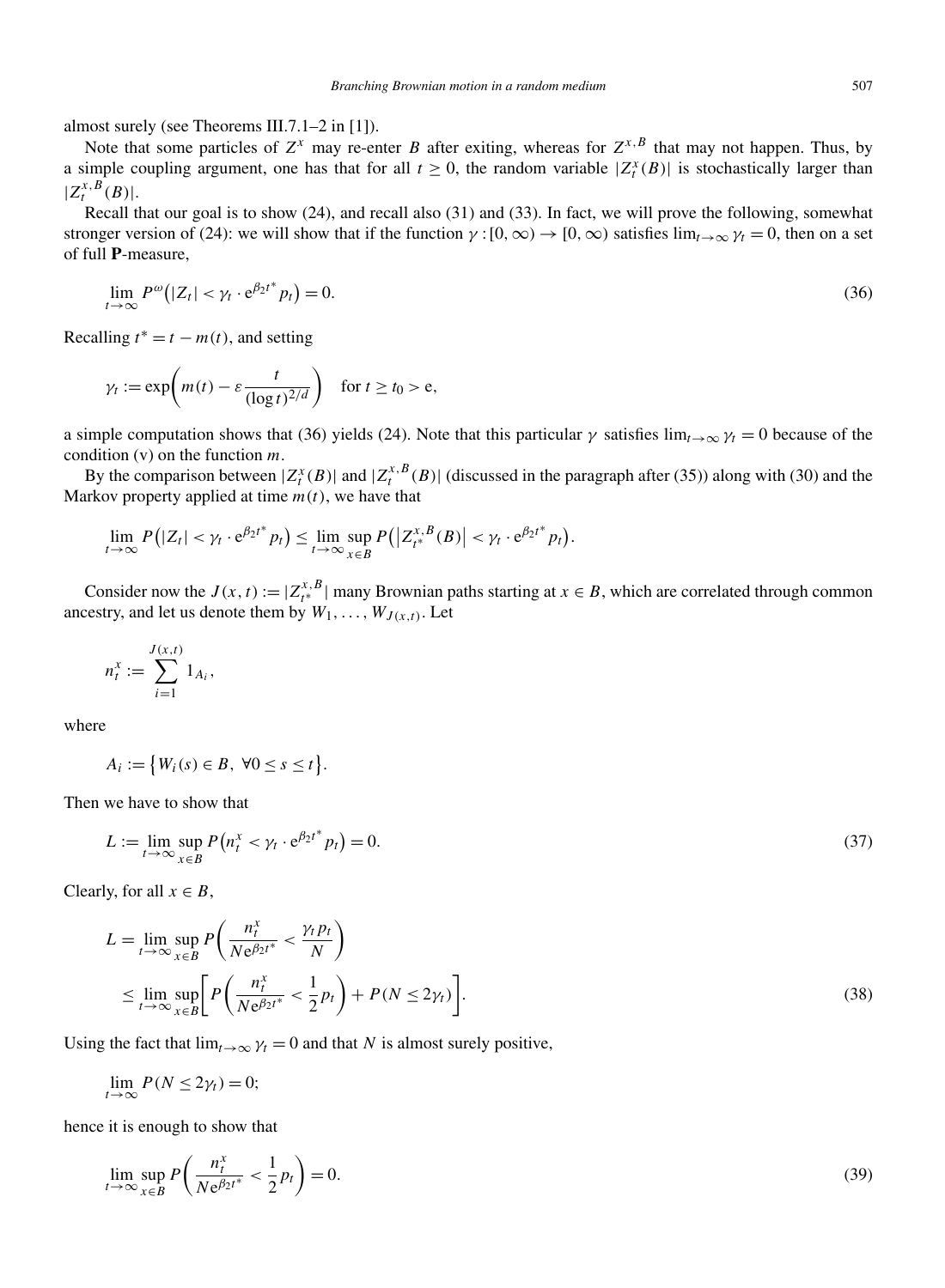almost surely (see Theorems III.7.1–2 in [1]).

Note that some particles of $Z^x$ may re-enter $B$ after exiting, whereas for $Z^{x,B}$ that may not happen. Thus, by a simple coupling argument, one has that for all $t \geq 0$, the random variable $|Z_t^x(B)|$ is stochastically larger than $|Z_t^{x,B}(B)|$.

Recall that our goal is to show (24), and recall also (31) and (33). In fact, we will prove the following, somewhat stronger version of (24): we will show that if the function $\gamma : [0, \infty) \to [0, \infty)$ satisfies $\lim_{t\to\infty} \gamma_t = 0$, then on a set of full $\mathbf{P}$-measure,

$$\lim_{t\to\infty} P^\omega\big(|Z_t| < \gamma_t \cdot \mathrm{e}^{\beta_2 t^*} p_t\big) = 0. \tag{36}$$

Recalling $t^* = t - m(t)$, and setting

$$\gamma_t := \exp\left(m(t) - \varepsilon \frac{t}{(\log t)^{2/d}}\right) \quad \text{for } t \geq t_0 > \mathrm{e},$$

a simple computation shows that (36) yields (24). Note that this particular $\gamma$ satisfies $\lim_{t\to\infty} \gamma_t = 0$ because of the condition (v) on the function $m$.

By the comparison between $|Z_t^x(B)|$ and $|Z_t^{x,B}(B)|$ (discussed in the paragraph after (35)) along with (30) and the Markov property applied at time $m(t)$, we have that

$$\lim_{t\to\infty} P\big(|Z_t| < \gamma_t \cdot \mathrm{e}^{\beta_2 t^*} p_t\big) \leq \lim_{t\to\infty} \sup_{x\in B} P\big(\big|Z_{t^*}^{x,B}(B)\big| < \gamma_t \cdot \mathrm{e}^{\beta_2 t^*} p_t\big).$$

Consider now the $J(x,t) := |Z_{t^*}^{x,B}|$ many Brownian paths starting at $x \in B$, which are correlated through common ancestry, and let us denote them by $W_1, \ldots, W_{J(x,t)}$. Let

$$n_t^x := \sum_{i=1}^{J(x,t)} 1_{A_i},$$

where

$$A_i := \big\{W_i(s) \in B,\ \forall 0 \leq s \leq t\big\}.$$

Then we have to show that

$$L := \lim_{t\to\infty} \sup_{x\in B} P\big(n_t^x < \gamma_t \cdot \mathrm{e}^{\beta_2 t^*} p_t\big) = 0. \tag{37}$$

Clearly, for all $x \in B$,

$$\begin{aligned} L &= \lim_{t\to\infty} \sup_{x\in B} P\left(\frac{n_t^x}{N\mathrm{e}^{\beta_2 t^*}} < \frac{\gamma_t p_t}{N}\right) \\ &\leq \lim_{t\to\infty} \sup_{x\in B}\left[P\left(\frac{n_t^x}{N\mathrm{e}^{\beta_2 t^*}} < \frac{1}{2} p_t\right) + P(N \leq 2\gamma_t)\right]. \end{aligned} \tag{38}$$

Using the fact that $\lim_{t\to\infty} \gamma_t = 0$ and that $N$ is almost surely positive,

$$\lim_{t\to\infty} P(N \leq 2\gamma_t) = 0;$$

hence it is enough to show that

$$\lim_{t\to\infty} \sup_{x\in B} P\left(\frac{n_t^x}{N\mathrm{e}^{\beta_2 t^*}} < \frac{1}{2} p_t\right) = 0. \tag{39}$$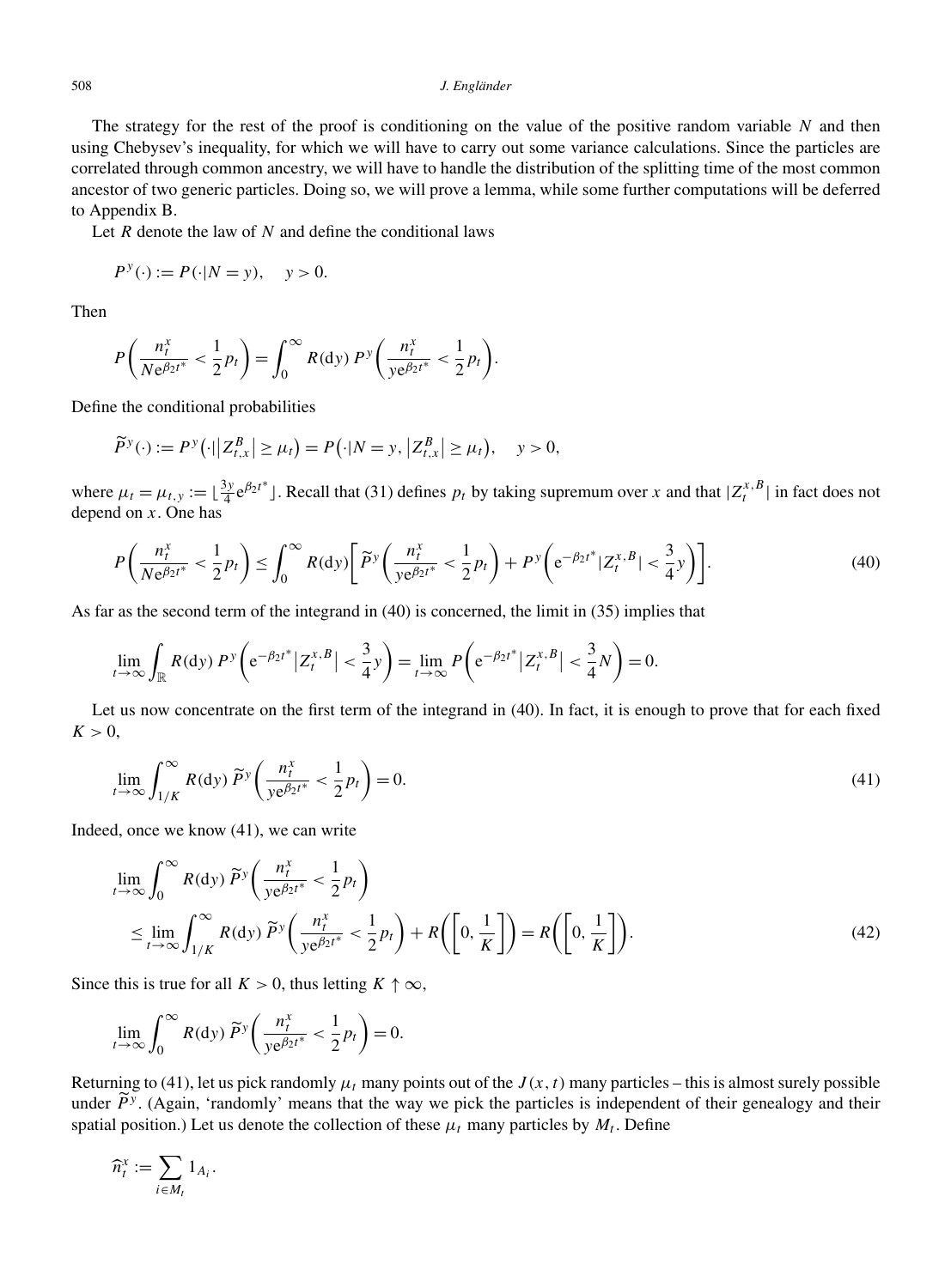The strategy for the rest of the proof is conditioning on the value of the positive random variable $N$ and then using Chebysev's inequality, for which we will have to carry out some variance calculations. Since the particles are correlated through common ancestry, we will have to handle the distribution of the splitting time of the most common ancestor of two generic particles. Doing so, we will prove a lemma, while some further computations will be deferred to Appendix B.

Let $R$ denote the law of $N$ and define the conditional laws

$$P^y(\cdot) := P(\cdot | N = y), \quad y > 0.$$

Then

$$P\left(\frac{n_t^x}{N e^{\beta_2 t^*}} < \frac{1}{2} p_t\right) = \int_0^\infty R(\mathrm{d}y)\, P^y\left(\frac{n_t^x}{y e^{\beta_2 t^*}} < \frac{1}{2} p_t\right).$$

Define the conditional probabilities

$$\widetilde{P}^y(\cdot) := P^y\left(\cdot \big| \left|Z_{t,x}^B\right| \geq \mu_t\right) = P\left(\cdot | N = y, \left|Z_{t,x}^B\right| \geq \mu_t\right), \quad y > 0,$$

where $\mu_t = \mu_{t,y} := \lfloor \frac{3y}{4} e^{\beta_2 t^*} \rfloor$. Recall that (31) defines $p_t$ by taking supremum over $x$ and that $|Z_t^{x,B}|$ in fact does not depend on $x$. One has

$$P\left(\frac{n_t^x}{N e^{\beta_2 t^*}} < \frac{1}{2} p_t\right) \leq \int_0^\infty R(\mathrm{d}y)\left[\widetilde{P}^y\left(\frac{n_t^x}{y e^{\beta_2 t^*}} < \frac{1}{2} p_t\right) + P^y\left(e^{-\beta_2 t^*} |Z_t^{x,B}| < \frac{3}{4} y\right)\right]. \tag{40}$$

As far as the second term of the integrand in (40) is concerned, the limit in (35) implies that

$$\lim_{t \to \infty} \int_{\mathbb{R}} R(\mathrm{d}y)\, P^y\left(e^{-\beta_2 t^*} \left|Z_t^{x,B}\right| < \frac{3}{4} y\right) = \lim_{t \to \infty} P\left(e^{-\beta_2 t^*} \left|Z_t^{x,B}\right| < \frac{3}{4} N\right) = 0.$$

Let us now concentrate on the first term of the integrand in (40). In fact, it is enough to prove that for each fixed $K > 0$,

$$\lim_{t \to \infty} \int_{1/K}^\infty R(\mathrm{d}y)\, \widetilde{P}^y\left(\frac{n_t^x}{y e^{\beta_2 t^*}} < \frac{1}{2} p_t\right) = 0. \tag{41}$$

Indeed, once we know (41), we can write

$$\begin{aligned}
&\lim_{t \to \infty} \int_0^\infty R(\mathrm{d}y)\, \widetilde{P}^y\left(\frac{n_t^x}{y e^{\beta_2 t^*}} < \frac{1}{2} p_t\right) \\
&\quad \leq \lim_{t \to \infty} \int_{1/K}^\infty R(\mathrm{d}y)\, \widetilde{P}^y\left(\frac{n_t^x}{y e^{\beta_2 t^*}} < \frac{1}{2} p_t\right) + R\left(\left[0, \frac{1}{K}\right]\right) = R\left(\left[0, \frac{1}{K}\right]\right).
\end{aligned} \tag{42}$$

Since this is true for all $K > 0$, thus letting $K \uparrow \infty$,

$$\lim_{t \to \infty} \int_0^\infty R(\mathrm{d}y)\, \widetilde{P}^y\left(\frac{n_t^x}{y e^{\beta_2 t^*}} < \frac{1}{2} p_t\right) = 0.$$

Returning to (41), let us pick randomly $\mu_t$ many points out of the $J(x,t)$ many particles – this is almost surely possible under $\widetilde{P}^y$. (Again, 'randomly' means that the way we pick the particles is independent of their genealogy and their spatial position.) Let us denote the collection of these $\mu_t$ many particles by $M_t$. Define

$$\widehat{n}_t^x := \sum_{i \in M_t} 1_{A_i}.$$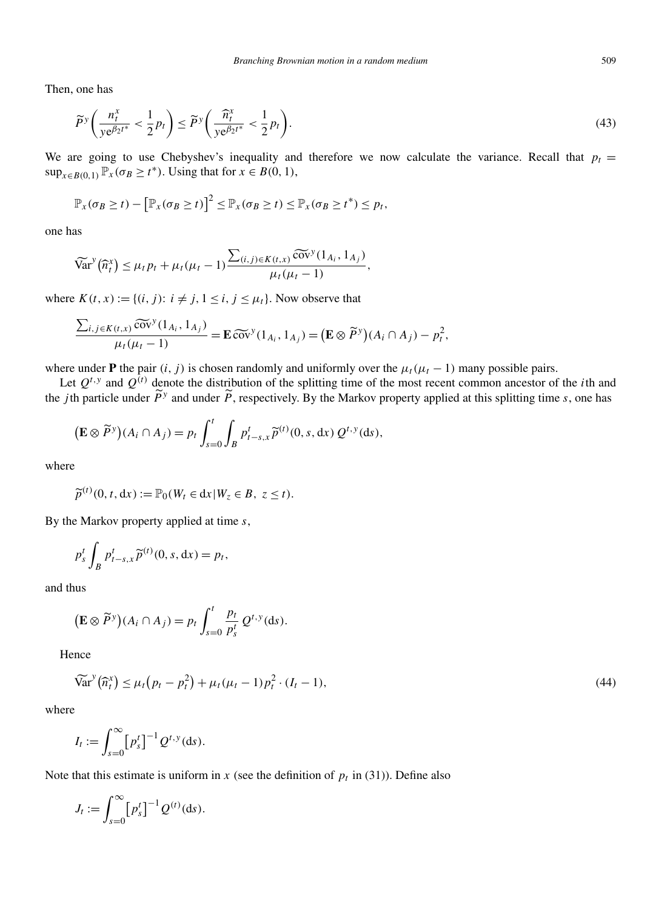Then, one has

$$\widetilde{P}^y\left(\frac{n_t^x}{y\mathrm{e}^{\beta_2 t^*}} < \frac{1}{2}p_t\right) \le \widetilde{P}^y\left(\frac{\widehat{n}_t^x}{y\mathrm{e}^{\beta_2 t^*}} < \frac{1}{2}p_t\right). \tag{43}$$

We are going to use Chebyshev's inequality and therefore we now calculate the variance. Recall that $p_t = \sup_{x\in B(0,1)} \mathbb{P}_x(\sigma_B \ge t^*)$. Using that for $x \in B(0,1)$,

$$\mathbb{P}_x(\sigma_B \ge t) - \left[\mathbb{P}_x(\sigma_B \ge t)\right]^2 \le \mathbb{P}_x(\sigma_B \ge t) \le \mathbb{P}_x(\sigma_B \ge t^*) \le p_t,$$

one has

$$\widetilde{\mathrm{Var}}^y\left(\widehat{n}_t^x\right) \le \mu_t p_t + \mu_t(\mu_t - 1)\frac{\sum_{(i,j)\in K(t,x)} \widetilde{\mathrm{cov}}^y(1_{A_i}, 1_{A_j})}{\mu_t(\mu_t - 1)},$$

where $K(t,x) := \{(i,j)\colon i \ne j, 1 \le i, j \le \mu_t\}$. Now observe that

$$\frac{\sum_{i,j\in K(t,x)} \widetilde{\mathrm{cov}}^y(1_{A_i}, 1_{A_j})}{\mu_t(\mu_t - 1)} = \mathbf{E}\,\widetilde{\mathrm{cov}}^y(1_{A_i}, 1_{A_j}) = \left(\mathbf{E}\otimes \widetilde{P}^y\right)(A_i \cap A_j) - p_t^2,$$

where under $\mathbf{P}$ the pair $(i,j)$ is chosen randomly and uniformly over the $\mu_t(\mu_t - 1)$ many possible pairs.

Let $Q^{t,y}$ and $Q^{(t)}$ denote the distribution of the splitting time of the most recent common ancestor of the $i$th and the $j$th particle under $\widetilde{P}^y$ and under $\widetilde{P}$, respectively. By the Markov property applied at this splitting time $s$, one has

$$\left(\mathbf{E}\otimes \widetilde{P}^y\right)(A_i \cap A_j) = p_t \int_{s=0}^{t} \int_B p_{t-s,x}^t \widetilde{p}^{(t)}(0,s,\mathrm{d}x)\, Q^{t,y}(\mathrm{d}s),$$

where

$$\widetilde{p}^{(t)}(0,t,\mathrm{d}x) := \mathbb{P}_0(W_t \in \mathrm{d}x \mid W_z \in B,\ z \le t).$$

By the Markov property applied at time $s$,

$$p_s^t \int_B p_{t-s,x}^t \widetilde{p}^{(t)}(0,s,\mathrm{d}x) = p_t,$$

and thus

$$\left(\mathbf{E}\otimes \widetilde{P}^y\right)(A_i \cap A_j) = p_t \int_{s=0}^{t} \frac{p_t}{p_s^t}\, Q^{t,y}(\mathrm{d}s).$$

Hence

$$\widetilde{\mathrm{Var}}^y\left(\widehat{n}_t^x\right) \le \mu_t\left(p_t - p_t^2\right) + \mu_t(\mu_t - 1)p_t^2 \cdot (I_t - 1), \tag{44}$$

where

$$I_t := \int_{s=0}^{\infty} \left[p_s^t\right]^{-1} Q^{t,y}(\mathrm{d}s).$$

Note that this estimate is uniform in $x$ (see the definition of $p_t$ in (31)). Define also

$$J_t := \int_{s=0}^{\infty} \left[p_s^t\right]^{-1} Q^{(t)}(\mathrm{d}s).$$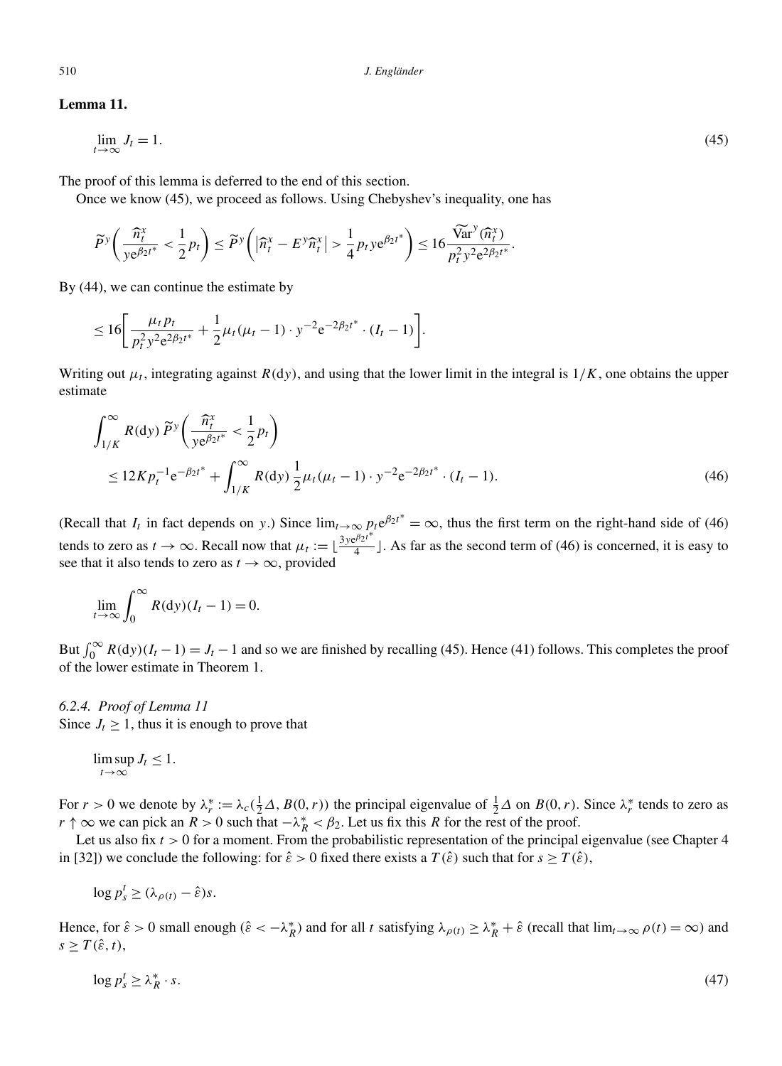**Lemma 11.**

$$\lim_{t\to\infty} J_t = 1. \tag{45}$$

The proof of this lemma is deferred to the end of this section.

Once we know (45), we proceed as follows. Using Chebyshev's inequality, one has

$$\widetilde{P}^y\left(\frac{\widehat{n}_t^x}{y\mathrm{e}^{\beta_2 t^*}} < \frac{1}{2}p_t\right) \le \widetilde{P}^y\left(\left|\widehat{n}_t^x - E^y\widehat{n}_t^x\right| > \frac{1}{4}p_t y\mathrm{e}^{\beta_2 t^*}\right) \le 16\frac{\widetilde{\mathrm{Var}}^y(\widehat{n}_t^x)}{p_t^2 y^2 \mathrm{e}^{2\beta_2 t^*}}.$$

By (44), we can continue the estimate by

$$\le 16\left[\frac{\mu_t p_t}{p_t^2 y^2 \mathrm{e}^{2\beta_2 t^*}} + \frac{1}{2}\mu_t(\mu_t - 1)\cdot y^{-2}\mathrm{e}^{-2\beta_2 t^*}\cdot (I_t - 1)\right].$$

Writing out $\mu_t$, integrating against $R(\mathrm{d}y)$, and using that the lower limit in the integral is $1/K$, one obtains the upper estimate

$$\begin{aligned}
&\int_{1/K}^{\infty} R(\mathrm{d}y)\,\widetilde{P}^y\left(\frac{\widehat{n}_t^x}{y\mathrm{e}^{\beta_2 t^*}} < \frac{1}{2}p_t\right)\\
&\quad \le 12Kp_t^{-1}\mathrm{e}^{-\beta_2 t^*} + \int_{1/K}^{\infty} R(\mathrm{d}y)\,\frac{1}{2}\mu_t(\mu_t-1)\cdot y^{-2}\mathrm{e}^{-2\beta_2 t^*}\cdot (I_t - 1).
\end{aligned} \tag{46}$$

(Recall that $I_t$ in fact depends on $y$.) Since $\lim_{t\to\infty} p_t \mathrm{e}^{\beta_2 t^*} = \infty$, thus the first term on the right-hand side of (46) tends to zero as $t\to\infty$. Recall now that $\mu_t := \lfloor \frac{3y\mathrm{e}^{\beta_2 t^*}}{4}\rfloor$. As far as the second term of (46) is concerned, it is easy to see that it also tends to zero as $t\to\infty$, provided

$$\lim_{t\to\infty}\int_0^\infty R(\mathrm{d}y)(I_t - 1) = 0.$$

But $\int_0^\infty R(\mathrm{d}y)(I_t - 1) = J_t - 1$ and so we are finished by recalling (45). Hence (41) follows. This completes the proof of the lower estimate in Theorem 1.

*6.2.4. Proof of Lemma 11*

Since $J_t \ge 1$, thus it is enough to prove that

$$\limsup_{t\to\infty} J_t \le 1.$$

For $r > 0$ we denote by $\lambda_r^* := \lambda_c(\frac{1}{2}\Delta, B(0,r))$ the principal eigenvalue of $\frac{1}{2}\Delta$ on $B(0,r)$. Since $\lambda_r^*$ tends to zero as $r\uparrow\infty$ we can pick an $R > 0$ such that $-\lambda_R^* < \beta_2$. Let us fix this $R$ for the rest of the proof.

Let us also fix $t > 0$ for a moment. From the probabilistic representation of the principal eigenvalue (see Chapter 4 in [32]) we conclude the following: for $\hat{\varepsilon} > 0$ fixed there exists a $T(\hat{\varepsilon})$ such that for $s \ge T(\hat{\varepsilon})$,

$$\log p_s^t \ge (\lambda_{\rho(t)} - \hat{\varepsilon})s.$$

Hence, for $\hat{\varepsilon} > 0$ small enough ($\hat{\varepsilon} < -\lambda_R^*$) and for all $t$ satisfying $\lambda_{\rho(t)} \ge \lambda_R^* + \hat{\varepsilon}$ (recall that $\lim_{t\to\infty}\rho(t) = \infty$) and $s \ge T(\hat{\varepsilon}, t)$,

$$\log p_s^t \ge \lambda_R^*\cdot s. \tag{47}$$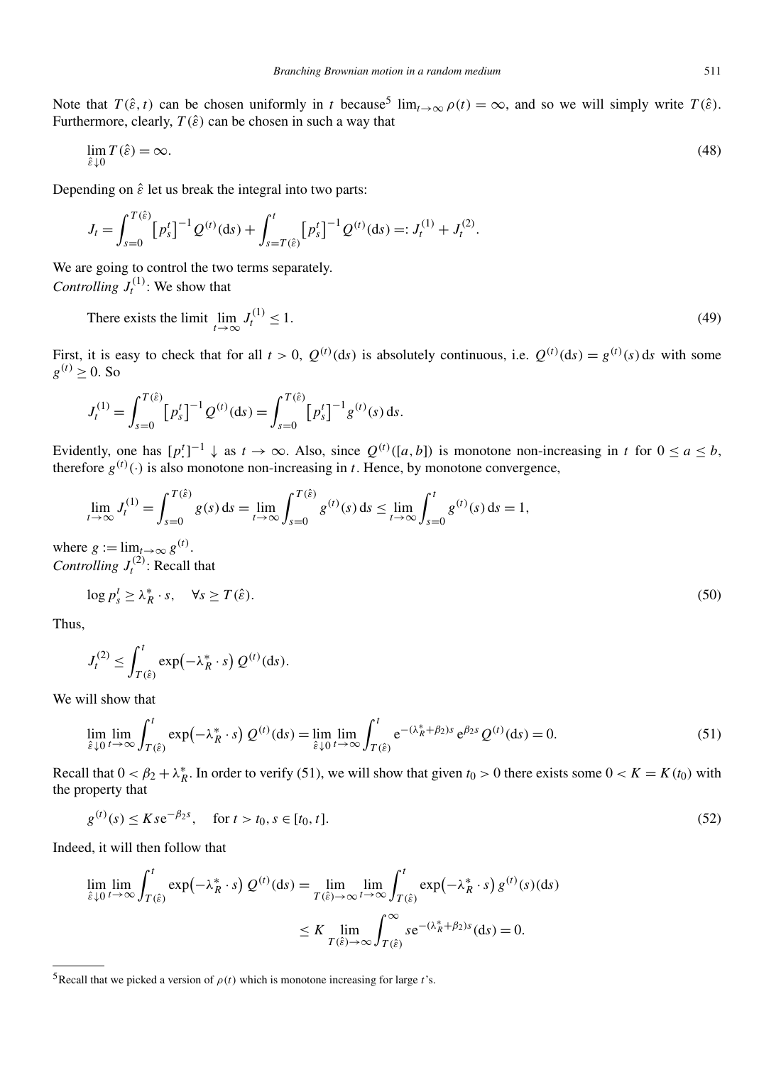Note that $T(\hat{\varepsilon}, t)$ can be chosen uniformly in $t$ because[5] $\lim_{t\to\infty} \rho(t) = \infty$, and so we will simply write $T(\hat{\varepsilon})$. Furthermore, clearly, $T(\hat{\varepsilon})$ can be chosen in such a way that

$$\lim_{\hat{\varepsilon}\downarrow 0} T(\hat{\varepsilon}) = \infty. \tag{48}$$

Depending on $\hat{\varepsilon}$ let us break the integral into two parts:

$$J_t = \int_{s=0}^{T(\hat{\varepsilon})} \left[p_s^t\right]^{-1} Q^{(t)}(\mathrm{d}s) + \int_{s=T(\hat{\varepsilon})}^{t} \left[p_s^t\right]^{-1} Q^{(t)}(\mathrm{d}s) =: J_t^{(1)} + J_t^{(2)}.$$

We are going to control the two terms separately.

*Controlling* $J_t^{(1)}$: We show that

$$\text{There exists the limit } \lim_{t\to\infty} J_t^{(1)} \le 1. \tag{49}$$

First, it is easy to check that for all $t > 0$, $Q^{(t)}(\mathrm{d}s)$ is absolutely continuous, i.e. $Q^{(t)}(\mathrm{d}s) = g^{(t)}(s)\,\mathrm{d}s$ with some $g^{(t)} \ge 0$. So

$$J_t^{(1)} = \int_{s=0}^{T(\hat{\varepsilon})} \left[p_s^t\right]^{-1} Q^{(t)}(\mathrm{d}s) = \int_{s=0}^{T(\hat{\varepsilon})} \left[p_s^t\right]^{-1} g^{(t)}(s)\,\mathrm{d}s.$$

Evidently, one has $[p_\cdot^t]^{-1} \downarrow$ as $t \to \infty$. Also, since $Q^{(t)}([a,b])$ is monotone non-increasing in $t$ for $0 \le a \le b$, therefore $g^{(t)}(\cdot)$ is also monotone non-increasing in $t$. Hence, by monotone convergence,

$$\lim_{t\to\infty} J_t^{(1)} = \int_{s=0}^{T(\hat{\varepsilon})} g(s)\,\mathrm{d}s = \lim_{t\to\infty} \int_{s=0}^{T(\hat{\varepsilon})} g^{(t)}(s)\,\mathrm{d}s \le \lim_{t\to\infty} \int_{s=0}^{t} g^{(t)}(s)\,\mathrm{d}s = 1,$$

where $g := \lim_{t\to\infty} g^{(t)}$.

*Controlling* $J_t^{(2)}$: Recall that

$$\log p_s^t \ge \lambda_R^* \cdot s, \quad \forall s \ge T(\hat{\varepsilon}). \tag{50}$$

Thus,

$$J_t^{(2)} \le \int_{T(\hat{\varepsilon})}^{t} \exp\left(-\lambda_R^* \cdot s\right) Q^{(t)}(\mathrm{d}s).$$

We will show that

$$\lim_{\hat{\varepsilon}\downarrow 0} \lim_{t\to\infty} \int_{T(\hat{\varepsilon})}^{t} \exp\left(-\lambda_R^* \cdot s\right) Q^{(t)}(\mathrm{d}s) = \lim_{\hat{\varepsilon}\downarrow 0} \lim_{t\to\infty} \int_{T(\hat{\varepsilon})}^{t} \mathrm{e}^{-(\lambda_R^*+\beta_2)s} \mathrm{e}^{\beta_2 s} Q^{(t)}(\mathrm{d}s) = 0. \tag{51}$$

Recall that $0 < \beta_2 + \lambda_R^*$. In order to verify (51), we will show that given $t_0 > 0$ there exists some $0 < K = K(t_0)$ with the property that

$$g^{(t)}(s) \le K s \mathrm{e}^{-\beta_2 s}, \quad \text{for } t > t_0, s \in [t_0, t]. \tag{52}$$

Indeed, it will then follow that

$$\begin{aligned}
\lim_{\hat{\varepsilon}\downarrow 0} \lim_{t\to\infty} \int_{T(\hat{\varepsilon})}^{t} \exp\left(-\lambda_R^* \cdot s\right) Q^{(t)}(\mathrm{d}s) &= \lim_{T(\hat{\varepsilon})\to\infty} \lim_{t\to\infty} \int_{T(\hat{\varepsilon})}^{t} \exp\left(-\lambda_R^* \cdot s\right) g^{(t)}(s)(\mathrm{d}s) \\
&\le K \lim_{T(\hat{\varepsilon})\to\infty} \int_{T(\hat{\varepsilon})}^{\infty} s \mathrm{e}^{-(\lambda_R^*+\beta_2)s}(\mathrm{d}s) = 0.
\end{aligned}$$

---

[5] Recall that we picked a version of $\rho(t)$ which is monotone increasing for large $t$'s.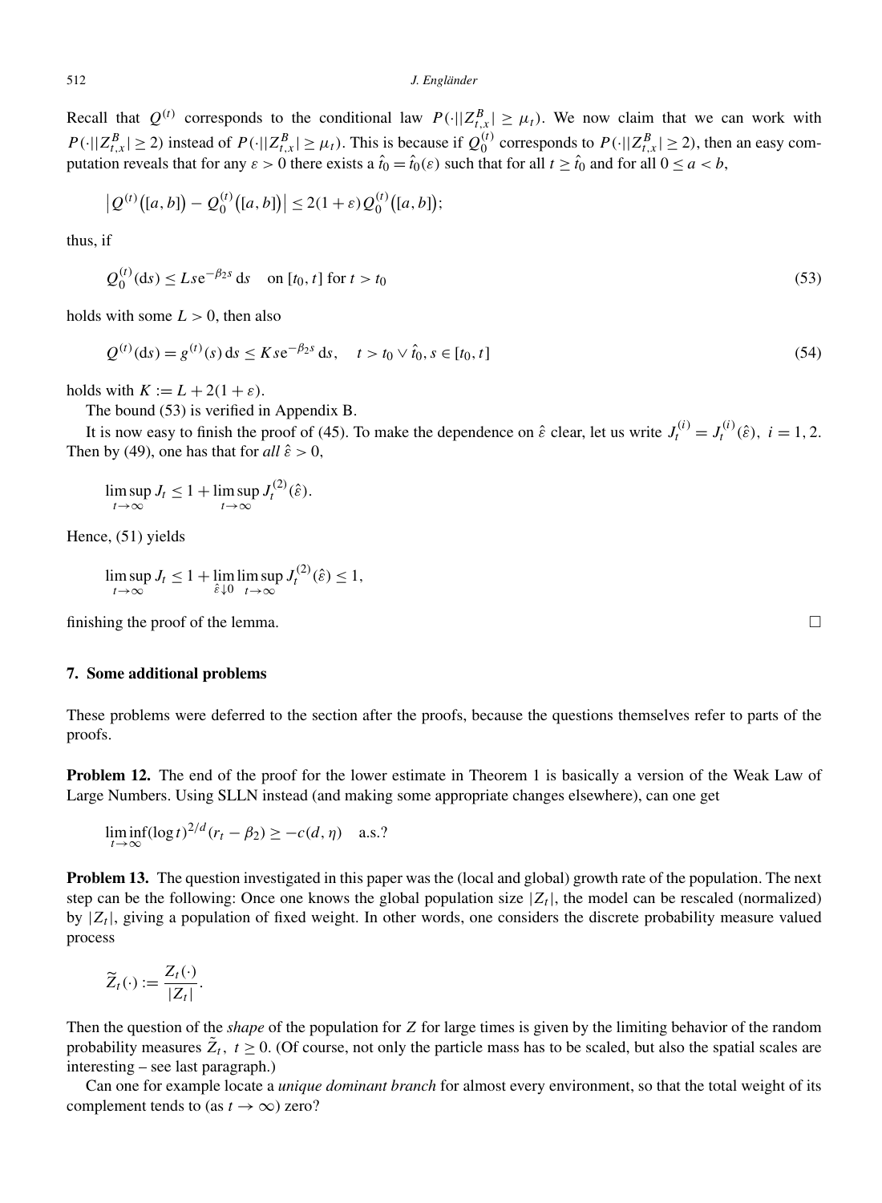Recall that $Q^{(t)}$ corresponds to the conditional law $P(\cdot||Z^B_{t,x}| \geq \mu_t)$. We now claim that we can work with $P(\cdot||Z^B_{t,x}| \geq 2)$ instead of $P(\cdot||Z^B_{t,x}| \geq \mu_t)$. This is because if $Q_0^{(t)}$ corresponds to $P(\cdot||Z^B_{t,x}| \geq 2)$, then an easy computation reveals that for any $\varepsilon > 0$ there exists a $\hat{t}_0 = \hat{t}_0(\varepsilon)$ such that for all $t \geq \hat{t}_0$ and for all $0 \leq a < b$,

$$\left|Q^{(t)}\big([a,b]\big) - Q_0^{(t)}\big([a,b]\big)\right| \leq 2(1+\varepsilon) Q_0^{(t)}\big([a,b]\big);$$

thus, if

$$Q_0^{(t)}(\mathrm{d}s) \leq L s \mathrm{e}^{-\beta_2 s}\,\mathrm{d}s \quad \text{on } [t_0, t] \text{ for } t > t_0 \tag{53}$$

holds with some $L > 0$, then also

$$Q^{(t)}(\mathrm{d}s) = g^{(t)}(s)\,\mathrm{d}s \leq K s \mathrm{e}^{-\beta_2 s}\,\mathrm{d}s, \quad t > t_0 \vee \hat{t}_0,\, s \in [t_0, t] \tag{54}$$

holds with $K := L + 2(1+\varepsilon)$.

The bound (53) is verified in Appendix B.

It is now easy to finish the proof of (45). To make the dependence on $\hat{\varepsilon}$ clear, let us write $J_t^{(i)} = J_t^{(i)}(\hat{\varepsilon}),\ i = 1, 2$. Then by (49), one has that for *all* $\hat{\varepsilon} > 0$,

$$\limsup_{t\to\infty} J_t \leq 1 + \limsup_{t\to\infty} J_t^{(2)}(\hat{\varepsilon}).$$

Hence, (51) yields

$$\limsup_{t\to\infty} J_t \leq 1 + \lim_{\hat{\varepsilon}\downarrow 0} \limsup_{t\to\infty} J_t^{(2)}(\hat{\varepsilon}) \leq 1,$$

finishing the proof of the lemma. $\square$

## 7. Some additional problems

These problems were deferred to the section after the proofs, because the questions themselves refer to parts of the proofs.

**Problem 12.** The end of the proof for the lower estimate in Theorem 1 is basically a version of the Weak Law of Large Numbers. Using SLLN instead (and making some appropriate changes elsewhere), can one get

$$\liminf_{t\to\infty} (\log t)^{2/d}(r_t - \beta_2) \geq -c(d,\eta) \quad \text{a.s.?}$$

**Problem 13.** The question investigated in this paper was the (local and global) growth rate of the population. The next step can be the following: Once one knows the global population size $|Z_t|$, the model can be rescaled (normalized) by $|Z_t|$, giving a population of fixed weight. In other words, one considers the discrete probability measure valued process

$$\widetilde{Z}_t(\cdot) := \frac{Z_t(\cdot)}{|Z_t|}.$$

Then the question of the *shape* of the population for $Z$ for large times is given by the limiting behavior of the random probability measures $\widetilde{Z}_t,\ t \geq 0$. (Of course, not only the particle mass has to be scaled, but also the spatial scales are interesting – see last paragraph.)

Can one for example locate a *unique dominant branch* for almost every environment, so that the total weight of its complement tends to (as $t \to \infty$) zero?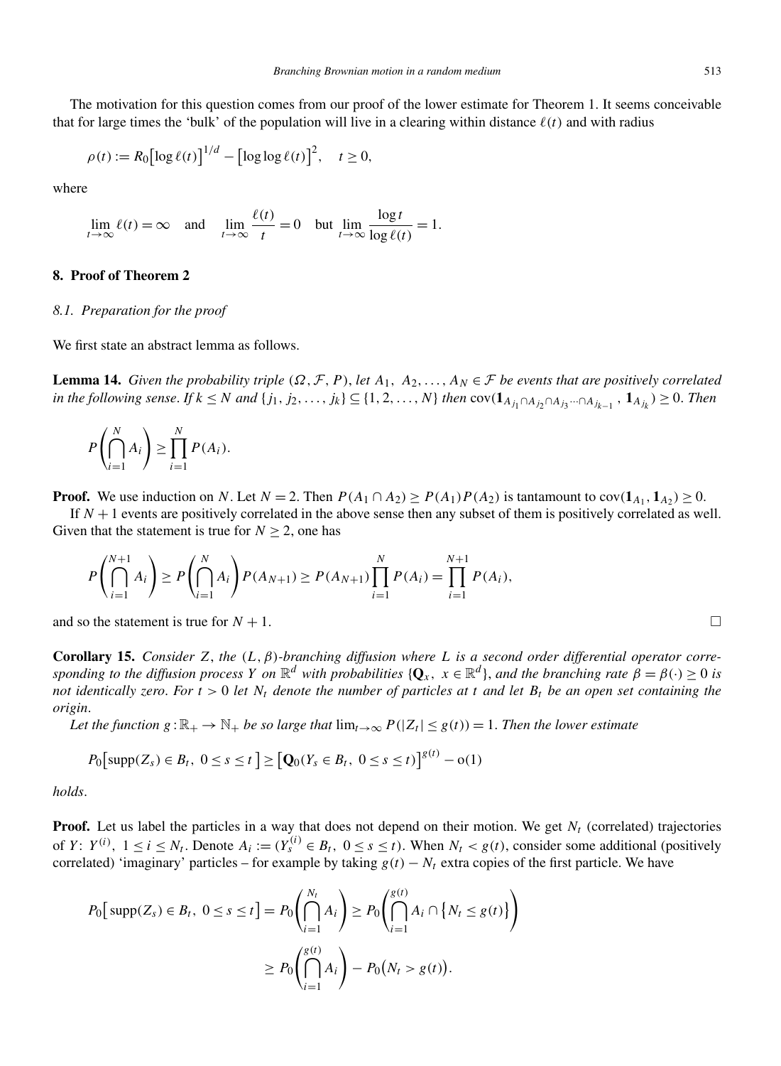The motivation for this question comes from our proof of the lower estimate for Theorem 1. It seems conceivable that for large times the 'bulk' of the population will live in a clearing within distance $\ell(t)$ and with radius

$$\rho(t) := R_0\big[\log \ell(t)\big]^{1/d} - \big[\log\log \ell(t)\big]^2, \quad t \geq 0,$$

where

$$\lim_{t\to\infty} \ell(t) = \infty \quad \text{and} \quad \lim_{t\to\infty} \frac{\ell(t)}{t} = 0 \quad \text{but} \lim_{t\to\infty} \frac{\log t}{\log \ell(t)} = 1.$$

## 8. Proof of Theorem 2

### 8.1. Preparation for the proof

We first state an abstract lemma as follows.

**Lemma 14.** *Given the probability triple $(\Omega, \mathcal{F}, P)$, let $A_1, A_2, \ldots, A_N \in \mathcal{F}$ be events that are positively correlated in the following sense. If $k \leq N$ and $\{j_1, j_2, \ldots, j_k\} \subseteq \{1, 2, \ldots, N\}$ then $\operatorname{cov}(\mathbf{1}_{A_{j_1} \cap A_{j_2} \cap A_{j_3} \cdots \cap A_{j_{k-1}}}, \mathbf{1}_{A_{j_k}}) \geq 0$. Then*

$$P\left(\bigcap_{i=1}^{N} A_i\right) \geq \prod_{i=1}^{N} P(A_i).$$

**Proof.** We use induction on $N$. Let $N = 2$. Then $P(A_1 \cap A_2) \geq P(A_1)P(A_2)$ is tantamount to $\operatorname{cov}(\mathbf{1}_{A_1}, \mathbf{1}_{A_2}) \geq 0$.

If $N+1$ events are positively correlated in the above sense then any subset of them is positively correlated as well. Given that the statement is true for $N \geq 2$, one has

$$P\left(\bigcap_{i=1}^{N+1} A_i\right) \geq P\left(\bigcap_{i=1}^{N} A_i\right) P(A_{N+1}) \geq P(A_{N+1}) \prod_{i=1}^{N} P(A_i) = \prod_{i=1}^{N+1} P(A_i),$$

and so the statement is true for $N+1$. $\square$

**Corollary 15.** *Consider $Z$, the $(L, \beta)$-branching diffusion where $L$ is a second order differential operator corresponding to the diffusion process $Y$ on $\mathbb{R}^d$ with probabilities $\{\mathbf{Q}_x,\ x \in \mathbb{R}^d\}$, and the branching rate $\beta = \beta(\cdot) \geq 0$ is not identically zero. For $t > 0$ let $N_t$ denote the number of particles at $t$ and let $B_t$ be an open set containing the origin.*

*Let the function $g : \mathbb{R}_+ \to \mathbb{N}_+$ be so large that $\lim_{t\to\infty} P(|Z_t| \leq g(t)) = 1$. Then the lower estimate*

$$P_0\big[\operatorname{supp}(Z_s) \in B_t,\ 0 \leq s \leq t\big] \geq \big[\mathbf{Q}_0(Y_s \in B_t,\ 0 \leq s \leq t)\big]^{g(t)} - o(1)$$

*holds.*

**Proof.** Let us label the particles in a way that does not depend on their motion. We get $N_t$ (correlated) trajectories of $Y$: $Y^{(i)}$, $1 \leq i \leq N_t$. Denote $A_i := (Y_s^{(i)} \in B_t,\ 0 \leq s \leq t)$. When $N_t < g(t)$, consider some additional (positively correlated) 'imaginary' particles – for example by taking $g(t) - N_t$ extra copies of the first particle. We have

$$P_0\big[\operatorname{supp}(Z_s) \in B_t,\ 0 \leq s \leq t\big] = P_0\left(\bigcap_{i=1}^{N_t} A_i\right) \geq P_0\left(\bigcap_{i=1}^{g(t)} A_i \cap \big\{N_t \leq g(t)\big\}\right)$$

$$\geq P_0\left(\bigcap_{i=1}^{g(t)} A_i\right) - P_0\big(N_t > g(t)\big).$$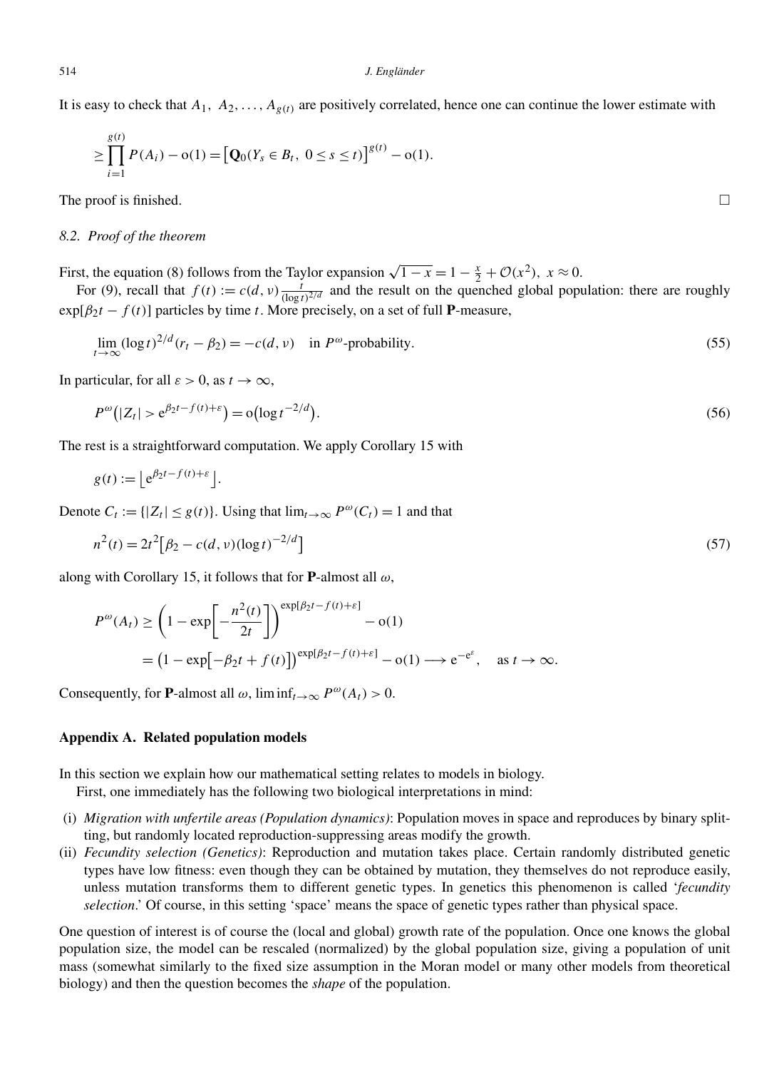It is easy to check that $A_1, A_2, \ldots, A_{g(t)}$ are positively correlated, hence one can continue the lower estimate with

$$\geq \prod_{i=1}^{g(t)} P(A_i) - o(1) = \left[\mathbf{Q}_0(Y_s \in B_t,\ 0 \leq s \leq t)\right]^{g(t)} - o(1).$$

The proof is finished. $\square$

### 8.2. Proof of the theorem

First, the equation (8) follows from the Taylor expansion $\sqrt{1-x} = 1 - \frac{x}{2} + \mathcal{O}(x^2),\ x \approx 0.$

For (9), recall that $f(t) := c(d, \nu)\frac{t}{(\log t)^{2/d}}$ and the result on the quenched global population: there are roughly $\exp[\beta_2 t - f(t)]$ particles by time $t$. More precisely, on a set of full $\mathbf{P}$-measure,

$$\lim_{t\to\infty} (\log t)^{2/d}(r_t - \beta_2) = -c(d, \nu) \quad \text{in } P^\omega\text{-probability.} \tag{55}$$

In particular, for all $\varepsilon > 0$, as $t \to \infty$,

$$P^\omega\left(|Z_t| > e^{\beta_2 t - f(t) + \varepsilon}\right) = o\left(\log t^{-2/d}\right). \tag{56}$$

The rest is a straightforward computation. We apply Corollary 15 with

$$g(t) := \left\lfloor e^{\beta_2 t - f(t) + \varepsilon}\right\rfloor.$$

Denote $C_t := \{|Z_t| \leq g(t)\}$. Using that $\lim_{t\to\infty} P^\omega(C_t) = 1$ and that

$$n^2(t) = 2t^2\left[\beta_2 - c(d, \nu)(\log t)^{-2/d}\right] \tag{57}$$

along with Corollary 15, it follows that for $\mathbf{P}$-almost all $\omega$,

$$\begin{aligned}
P^\omega(A_t) &\geq \left(1 - \exp\left[-\frac{n^2(t)}{2t}\right]\right)^{\exp[\beta_2 t - f(t) + \varepsilon]} - o(1) \\
&= \left(1 - \exp\left[-\beta_2 t + f(t)\right]\right)^{\exp[\beta_2 t - f(t) + \varepsilon]} - o(1) \longrightarrow e^{-e^\varepsilon}, \quad \text{as } t \to \infty.
\end{aligned}$$

Consequently, for $\mathbf{P}$-almost all $\omega$, $\liminf_{t\to\infty} P^\omega(A_t) > 0$.

## Appendix A. Related population models

In this section we explain how our mathematical setting relates to models in biology.

First, one immediately has the following two biological interpretations in mind:

(i) *Migration with unfertile areas (Population dynamics)*: Population moves in space and reproduces by binary splitting, but randomly located reproduction-suppressing areas modify the growth.
(ii) *Fecundity selection (Genetics)*: Reproduction and mutation takes place. Certain randomly distributed genetic types have low fitness: even though they can be obtained by mutation, they themselves do not reproduce easily, unless mutation transforms them to different genetic types. In genetics this phenomenon is called '*fecundity selection*.' Of course, in this setting 'space' means the space of genetic types rather than physical space.

One question of interest is of course the (local and global) growth rate of the population. Once one knows the global population size, the model can be rescaled (normalized) by the global population size, giving a population of unit mass (somewhat similarly to the fixed size assumption in the Moran model or many other models from theoretical biology) and then the question becomes the *shape* of the population.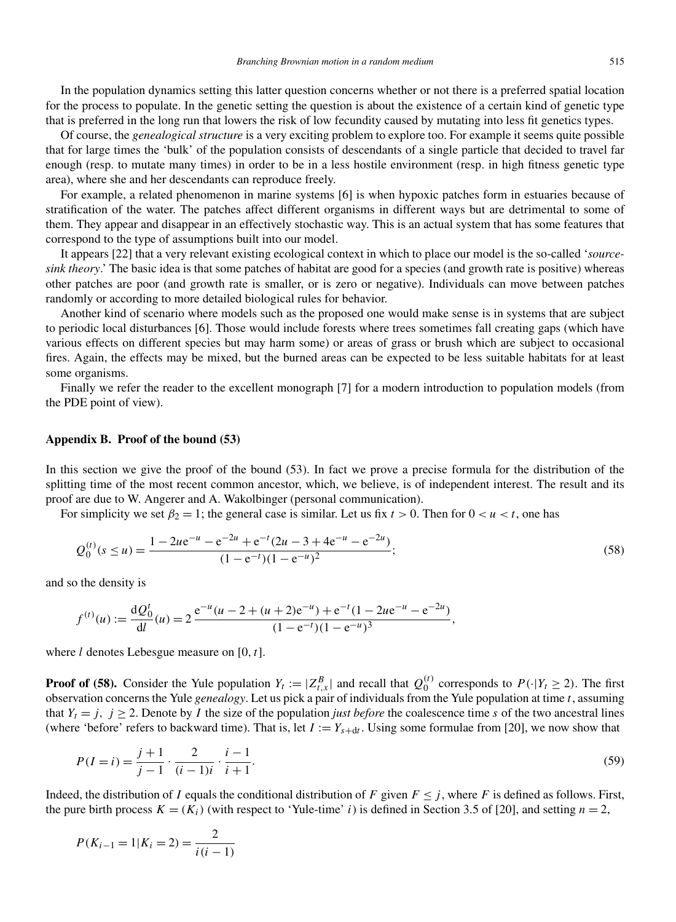In the population dynamics setting this latter question concerns whether or not there is a preferred spatial location for the process to populate. In the genetic setting the question is about the existence of a certain kind of genetic type that is preferred in the long run that lowers the risk of low fecundity caused by mutating into less fit genetics types.

Of course, the *genealogical structure* is a very exciting problem to explore too. For example it seems quite possible that for large times the 'bulk' of the population consists of descendants of a single particle that decided to travel far enough (resp. to mutate many times) in order to be in a less hostile environment (resp. in high fitness genetic type area), where she and her descendants can reproduce freely.

For example, a related phenomenon in marine systems [6] is when hypoxic patches form in estuaries because of stratification of the water. The patches affect different organisms in different ways but are detrimental to some of them. They appear and disappear in an effectively stochastic way. This is an actual system that has some features that correspond to the type of assumptions built into our model.

It appears [22] that a very relevant existing ecological context in which to place our model is the so-called '*source-sink theory*.' The basic idea is that some patches of habitat are good for a species (and growth rate is positive) whereas other patches are poor (and growth rate is smaller, or is zero or negative). Individuals can move between patches randomly or according to more detailed biological rules for behavior.

Another kind of scenario where models such as the proposed one would make sense is in systems that are subject to periodic local disturbances [6]. Those would include forests where trees sometimes fall creating gaps (which have various effects on different species but may harm some) or areas of grass or brush which are subject to occasional fires. Again, the effects may be mixed, but the burned areas can be expected to be less suitable habitats for at least some organisms.

Finally we refer the reader to the excellent monograph [7] for a modern introduction to population models (from the PDE point of view).

## Appendix B. Proof of the bound (53)

In this section we give the proof of the bound (53). In fact we prove a precise formula for the distribution of the splitting time of the most recent common ancestor, which, we believe, is of independent interest. The result and its proof are due to W. Angerer and A. Wakolbinger (personal communication).

For simplicity we set $\beta_2 = 1$; the general case is similar. Let us fix $t > 0$. Then for $0 < u < t$, one has

$$Q_0^{(t)}(s \le u) = \frac{1 - 2u\mathrm{e}^{-u} - \mathrm{e}^{-2u} + \mathrm{e}^{-t}(2u - 3 + 4\mathrm{e}^{-u} - \mathrm{e}^{-2u})}{(1 - \mathrm{e}^{-t})(1 - \mathrm{e}^{-u})^2}; \tag{58}$$

and so the density is

$$f^{(t)}(u) := \frac{\mathrm{d}Q_0^t}{\mathrm{d}l}(u) = 2\,\frac{\mathrm{e}^{-u}(u - 2 + (u+2)\mathrm{e}^{-u}) + \mathrm{e}^{-t}(1 - 2u\mathrm{e}^{-u} - \mathrm{e}^{-2u})}{(1 - \mathrm{e}^{-t})(1 - \mathrm{e}^{-u})^3},$$

where $l$ denotes Lebesgue measure on $[0, t]$.

**Proof of (58).** Consider the Yule population $Y_t := |Z_{t,x}^B|$ and recall that $Q_0^{(t)}$ corresponds to $P(\cdot|Y_t \ge 2)$. The first observation concerns the Yule *genealogy*. Let us pick a pair of individuals from the Yule population at time $t$, assuming that $Y_t = j$, $j \ge 2$. Denote by $I$ the size of the population *just before* the coalescence time $s$ of the two ancestral lines (where 'before' refers to backward time). That is, let $I := Y_{s+\mathrm{d}t}$. Using some formulae from [20], we now show that

$$P(I = i) = \frac{j+1}{j-1} \cdot \frac{2}{(i-1)i} \cdot \frac{i-1}{i+1}. \tag{59}$$

Indeed, the distribution of $I$ equals the conditional distribution of $F$ given $F \le j$, where $F$ is defined as follows. First, the pure birth process $K = (K_i)$ (with respect to 'Yule-time' $i$) is defined in Section 3.5 of [20], and setting $n = 2$,

$$P(K_{i-1} = 1 | K_i = 2) = \frac{2}{i(i-1)}$$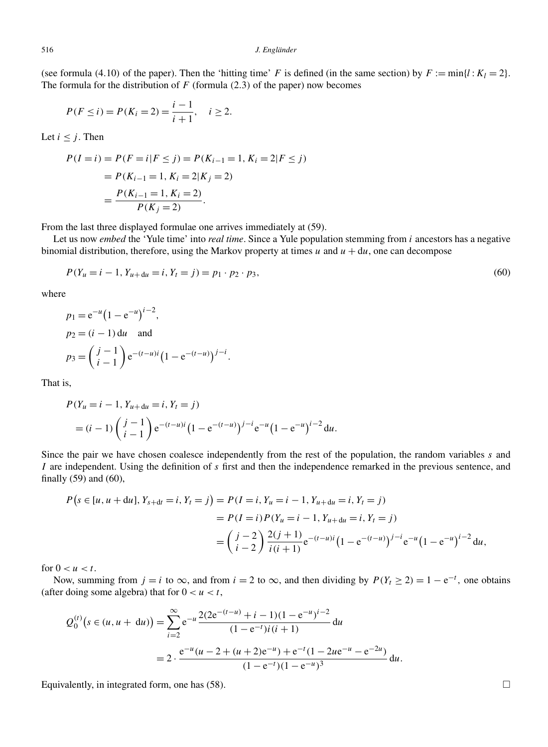(see formula (4.10) of the paper). Then the 'hitting time' $F$ is defined (in the same section) by $F := \min\{l : K_l = 2\}$. The formula for the distribution of $F$ (formula (2.3) of the paper) now becomes

$$P(F \le i) = P(K_i = 2) = \frac{i-1}{i+1}, \quad i \ge 2.$$

Let $i \le j$. Then

$$\begin{aligned}
P(I = i) &= P(F = i | F \le j) = P(K_{i-1} = 1, K_i = 2 | F \le j) \\
&= P(K_{i-1} = 1, K_i = 2 | K_j = 2) \\
&= \frac{P(K_{i-1} = 1, K_i = 2)}{P(K_j = 2)}.
\end{aligned}$$

From the last three displayed formulae one arrives immediately at (59).

Let us now *embed* the 'Yule time' into *real time*. Since a Yule population stemming from $i$ ancestors has a negative binomial distribution, therefore, using the Markov property at times $u$ and $u + \mathrm{d}u$, one can decompose

$$P(Y_u = i-1, Y_{u+\mathrm{d}u} = i, Y_t = j) = p_1 \cdot p_2 \cdot p_3, \tag{60}$$

where

$$\begin{aligned}
&p_1 = \mathrm{e}^{-u}\big(1 - \mathrm{e}^{-u}\big)^{i-2}, \\
&p_2 = (i-1)\,\mathrm{d}u \quad \text{and} \\
&p_3 = \binom{j-1}{i-1} \mathrm{e}^{-(t-u)i}\big(1 - \mathrm{e}^{-(t-u)}\big)^{j-i}.
\end{aligned}$$

That is,

$$\begin{aligned}
&P(Y_u = i-1, Y_{u+\mathrm{d}u} = i, Y_t = j) \\
&\quad = (i-1)\binom{j-1}{i-1} \mathrm{e}^{-(t-u)i}\big(1 - \mathrm{e}^{-(t-u)}\big)^{j-i} \mathrm{e}^{-u}\big(1 - \mathrm{e}^{-u}\big)^{i-2}\,\mathrm{d}u.
\end{aligned}$$

Since the pair we have chosen coalesce independently from the rest of the population, the random variables $s$ and $I$ are independent. Using the definition of $s$ first and then the independence remarked in the previous sentence, and finally (59) and (60),

$$\begin{aligned}
P\big(s \in [u, u + \mathrm{d}u], Y_{s+\mathrm{d}t} = i, Y_t = j\big) &= P(I = i, Y_u = i-1, Y_{u+\mathrm{d}u} = i, Y_t = j) \\
&= P(I = i) P(Y_u = i-1, Y_{u+\mathrm{d}u} = i, Y_t = j) \\
&= \binom{j-2}{i-2} \frac{2(j+1)}{i(i+1)} \mathrm{e}^{-(t-u)i}\big(1 - \mathrm{e}^{-(t-u)}\big)^{j-i} \mathrm{e}^{-u}\big(1 - \mathrm{e}^{-u}\big)^{i-2}\,\mathrm{d}u,
\end{aligned}$$

for $0 < u < t$.

Now, summing from $j = i$ to $\infty$, and from $i = 2$ to $\infty$, and then dividing by $P(Y_t \ge 2) = 1 - \mathrm{e}^{-t}$, one obtains (after doing some algebra) that for $0 < u < t$,

$$\begin{aligned}
Q_0^{(t)}\big(s \in (u, u + \mathrm{d}u)\big) &= \sum_{i=2}^{\infty} \mathrm{e}^{-u} \frac{2(2\mathrm{e}^{-(t-u)} + i - 1)(1 - \mathrm{e}^{-u})^{i-2}}{(1 - \mathrm{e}^{-t}) i (i+1)}\,\mathrm{d}u \\
&= 2 \cdot \frac{\mathrm{e}^{-u}(u - 2 + (u+2)\mathrm{e}^{-u}) + \mathrm{e}^{-t}(1 - 2u\mathrm{e}^{-u} - \mathrm{e}^{-2u})}{(1 - \mathrm{e}^{-t})(1 - \mathrm{e}^{-u})^3}\,\mathrm{d}u.
\end{aligned}$$

Equivalently, in integrated form, one has (58). $\square$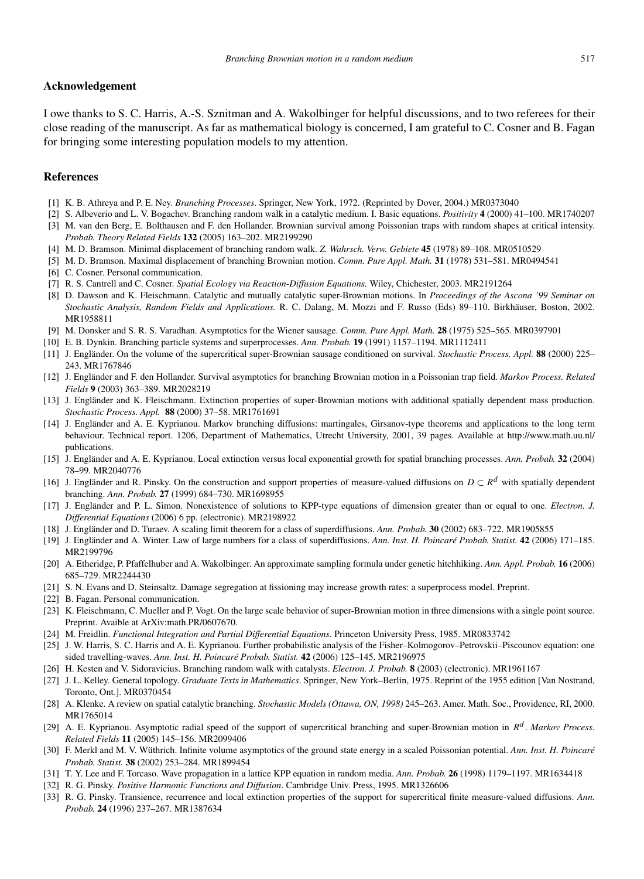## Acknowledgement

I owe thanks to S. C. Harris, A.-S. Sznitman and A. Wakolbinger for helpful discussions, and to two referees for their close reading of the manuscript. As far as mathematical biology is concerned, I am grateful to C. Cosner and B. Fagan for bringing some interesting population models to my attention.

## References

[1] K. B. Athreya and P. E. Ney. *Branching Processes*. Springer, New York, 1972. (Reprinted by Dover, 2004.) MR0373040

[2] S. Albeverio and L. V. Bogachev. Branching random walk in a catalytic medium. I. Basic equations. *Positivity* **4** (2000) 41–100. MR1740207

[3] M. van den Berg, E. Bolthausen and F. den Hollander. Brownian survival among Poissonian traps with random shapes at critical intensity. *Probab. Theory Related Fields* **132** (2005) 163–202. MR2199290

[4] M. D. Bramson. Minimal displacement of branching random walk. *Z. Wahrsch. Verw. Gebiete* **45** (1978) 89–108. MR0510529

[5] M. D. Bramson. Maximal displacement of branching Brownian motion. *Comm. Pure Appl. Math.* **31** (1978) 531–581. MR0494541

[6] C. Cosner. Personal communication.

[7] R. S. Cantrell and C. Cosner. *Spatial Ecology via Reaction-Diffusion Equations.* Wiley, Chichester, 2003. MR2191264

[8] D. Dawson and K. Fleischmann. Catalytic and mutually catalytic super-Brownian motions. In *Proceedings of the Ascona '99 Seminar on Stochastic Analysis, Random Fields and Applications.* R. C. Dalang, M. Mozzi and F. Russo (Eds) 89–110. Birkhäuser, Boston, 2002. MR1958811

[9] M. Donsker and S. R. S. Varadhan. Asymptotics for the Wiener sausage. *Comm. Pure Appl. Math.* **28** (1975) 525–565. MR0397901

[10] E. B. Dynkin. Branching particle systems and superprocesses. *Ann. Probab.* **19** (1991) 1157–1194. MR1112411

[11] J. Engländer. On the volume of the supercritical super-Brownian sausage conditioned on survival. *Stochastic Process. Appl.* **88** (2000) 225–243. MR1767846

[12] J. Engländer and F. den Hollander. Survival asymptotics for branching Brownian motion in a Poissonian trap field. *Markov Process. Related Fields* **9** (2003) 363–389. MR2028219

[13] J. Engländer and K. Fleischmann. Extinction properties of super-Brownian motions with additional spatially dependent mass production. *Stochastic Process. Appl.* **88** (2000) 37–58. MR1761691

[14] J. Engländer and A. E. Kyprianou. Markov branching diffusions: martingales, Girsanov-type theorems and applications to the long term behaviour. Technical report. 1206, Department of Mathematics, Utrecht University, 2001, 39 pages. Available at http://www.math.uu.nl/publications.

[15] J. Engländer and A. E. Kyprianou. Local extinction versus local exponential growth for spatial branching processes. *Ann. Probab.* **32** (2004) 78–99. MR2040776

[16] J. Engländer and R. Pinsky. On the construction and support properties of measure-valued diffusions on $D \subset R^d$ with spatially dependent branching. *Ann. Probab.* **27** (1999) 684–730. MR1698955

[17] J. Engländer and P. L. Simon. Nonexistence of solutions to KPP-type equations of dimension greater than or equal to one. *Electron. J. Differential Equations* (2006) 6 pp. (electronic). MR2198922

[18] J. Engländer and D. Turaev. A scaling limit theorem for a class of superdiffusions. *Ann. Probab.* **30** (2002) 683–722. MR1905855

[19] J. Engländer and A. Winter. Law of large numbers for a class of superdiffusions. *Ann. Inst. H. Poincaré Probab. Statist.* **42** (2006) 171–185. MR2199796

[20] A. Etheridge, P. Pfaffelhuber and A. Wakolbinger. An approximate sampling formula under genetic hitchhiking. *Ann. Appl. Probab.* **16** (2006) 685–729. MR2244430

[21] S. N. Evans and D. Steinsaltz. Damage segregation at fissioning may increase growth rates: a superprocess model. Preprint.

[22] B. Fagan. Personal communication.

[23] K. Fleischmann, C. Mueller and P. Vogt. On the large scale behavior of super-Brownian motion in three dimensions with a single point source. Preprint. Avaible at ArXiv:math.PR/0607670.

[24] M. Freidlin. *Functional Integration and Partial Differential Equations*. Princeton University Press, 1985. MR0833742

[25] J. W. Harris, S. C. Harris and A. E. Kyprianou. Further probabilistic analysis of the Fisher–Kolmogorov–Petrovskii–Piscounov equation: one sided travelling-waves. *Ann. Inst. H. Poincaré Probab. Statist.* **42** (2006) 125–145. MR2196975

[26] H. Kesten and V. Sidoravicius. Branching random walk with catalysts. *Electron. J. Probab.* **8** (2003) (electronic). MR1961167

[27] J. L. Kelley. General topology. *Graduate Texts in Mathematics*. Springer, New York–Berlin, 1975. Reprint of the 1955 edition [Van Nostrand, Toronto, Ont.]. MR0370454

[28] A. Klenke. A review on spatial catalytic branching. *Stochastic Models (Ottawa, ON, 1998)* 245–263. Amer. Math. Soc., Providence, RI, 2000. MR1765014

[29] A. E. Kyprianou. Asymptotic radial speed of the support of supercritical branching and super-Brownian motion in $R^d$. *Markov Process. Related Fields* **11** (2005) 145–156. MR2099406

[30] F. Merkl and M. V. Wüthrich. Infinite volume asymptotics of the ground state energy in a scaled Poissonian potential. *Ann. Inst. H. Poincaré Probab. Statist.* **38** (2002) 253–284. MR1899454

[31] T. Y. Lee and F. Torcaso. Wave propagation in a lattice KPP equation in random media. *Ann. Probab.* **26** (1998) 1179–1197. MR1634418

[32] R. G. Pinsky. *Positive Harmonic Functions and Diffusion*. Cambridge Univ. Press, 1995. MR1326606

[33] R. G. Pinsky. Transience, recurrence and local extinction properties of the support for supercritical finite measure-valued diffusions. *Ann. Probab.* **24** (1996) 237–267. MR1387634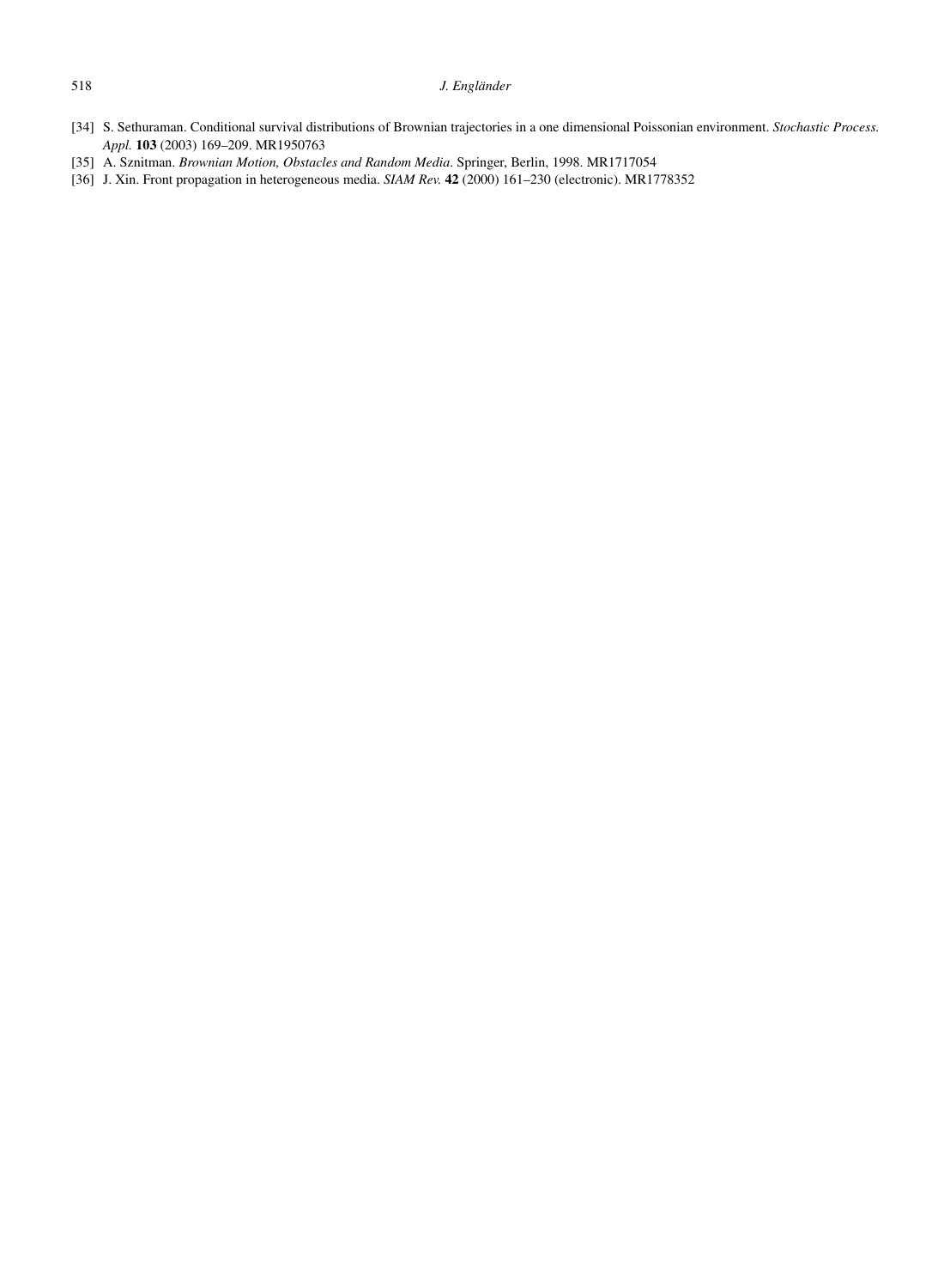[34] S. Sethuraman. Conditional survival distributions of Brownian trajectories in a one dimensional Poissonian environment. *Stochastic Process. Appl.* **103** (2003) 169–209. MR1950763

[35] A. Sznitman. *Brownian Motion, Obstacles and Random Media*. Springer, Berlin, 1998. MR1717054

[36] J. Xin. Front propagation in heterogeneous media. *SIAM Rev.* **42** (2000) 161–230 (electronic). MR1778352